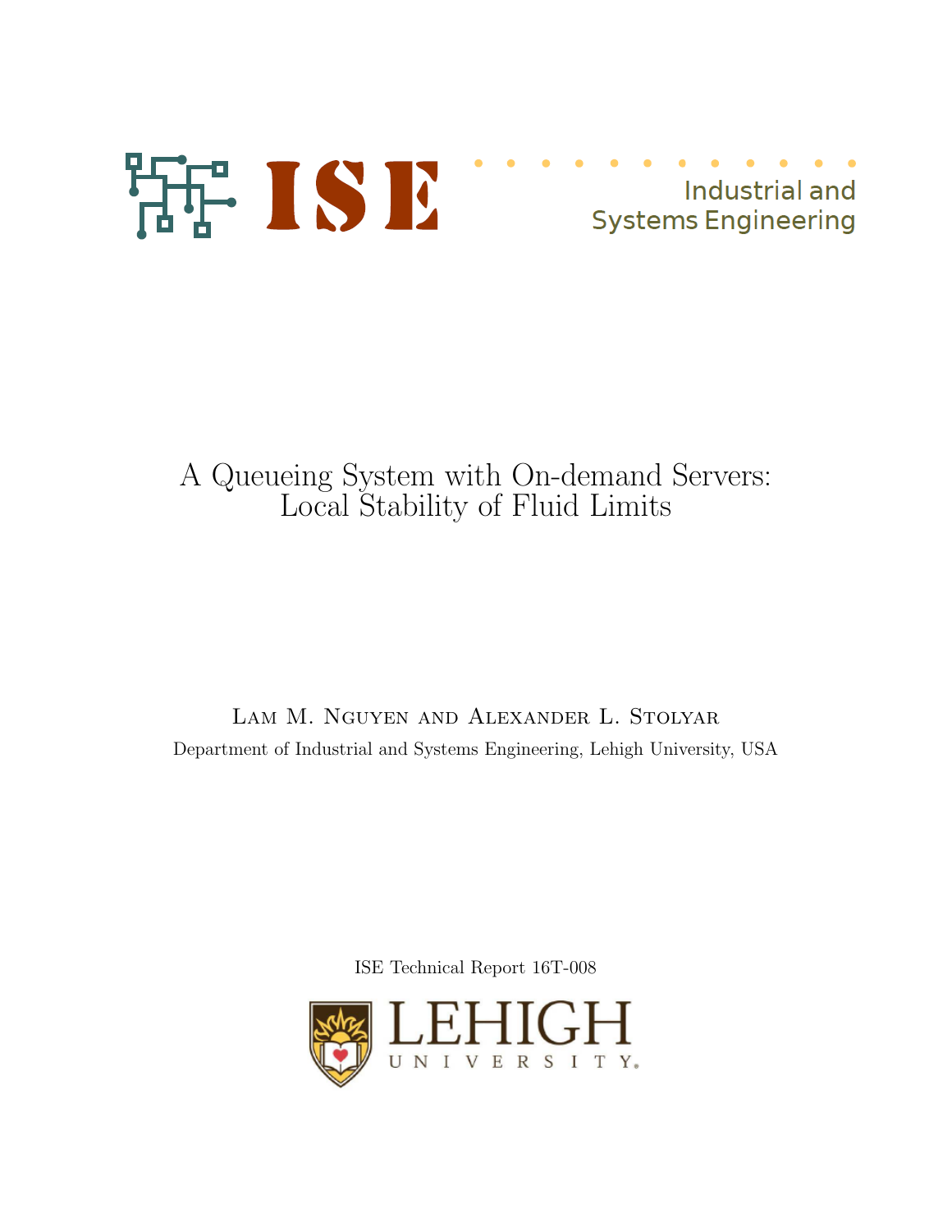ISE

Industrial and Systems Engineering

# A Queueing System with On-demand Servers: Local Stability of Fluid Limits

Lam M. Nguyen and Alexander L. Stolyar

Department of Industrial and Systems Engineering, Lehigh University, USA

ISE Technical Report 16T-008

LEHIGH UNIVERSITY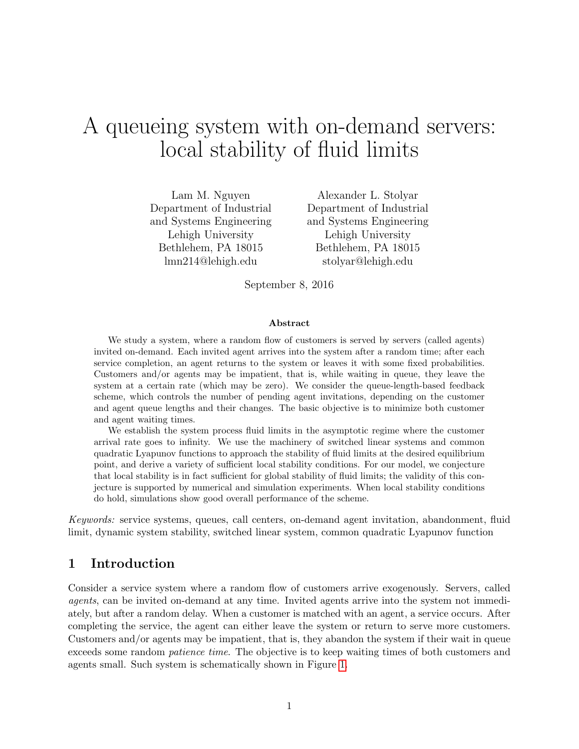# A queueing system with on-demand servers: local stability of fluid limits

Lam M. Nguyen
Department of Industrial and Systems Engineering
Lehigh University
Bethlehem, PA 18015
lmn214@lehigh.edu

Alexander L. Stolyar
Department of Industrial and Systems Engineering
Lehigh University
Bethlehem, PA 18015
stolyar@lehigh.edu

September 8, 2016

### Abstract

We study a system, where a random flow of customers is served by servers (called agents) invited on-demand. Each invited agent arrives into the system after a random time; after each service completion, an agent returns to the system or leaves it with some fixed probabilities. Customers and/or agents may be impatient, that is, while waiting in queue, they leave the system at a certain rate (which may be zero). We consider the queue-length-based feedback scheme, which controls the number of pending agent invitations, depending on the customer and agent queue lengths and their changes. The basic objective is to minimize both customer and agent waiting times.

We establish the system process fluid limits in the asymptotic regime where the customer arrival rate goes to infinity. We use the machinery of switched linear systems and common quadratic Lyapunov functions to approach the stability of fluid limits at the desired equilibrium point, and derive a variety of sufficient local stability conditions. For our model, we conjecture that local stability is in fact sufficient for global stability of fluid limits; the validity of this conjecture is supported by numerical and simulation experiments. When local stability conditions do hold, simulations show good overall performance of the scheme.

*Keywords:* service systems, queues, call centers, on-demand agent invitation, abandonment, fluid limit, dynamic system stability, switched linear system, common quadratic Lyapunov function

## 1 Introduction

Consider a service system where a random flow of customers arrive exogenously. Servers, called *agents*, can be invited on-demand at any time. Invited agents arrive into the system not immediately, but after a random delay. When a customer is matched with an agent, a service occurs. After completing the service, the agent can either leave the system or return to serve more customers. Customers and/or agents may be impatient, that is, they abandon the system if their wait in queue exceeds some random *patience time*. The objective is to keep waiting times of both customers and agents small. Such system is schematically shown in Figure 1.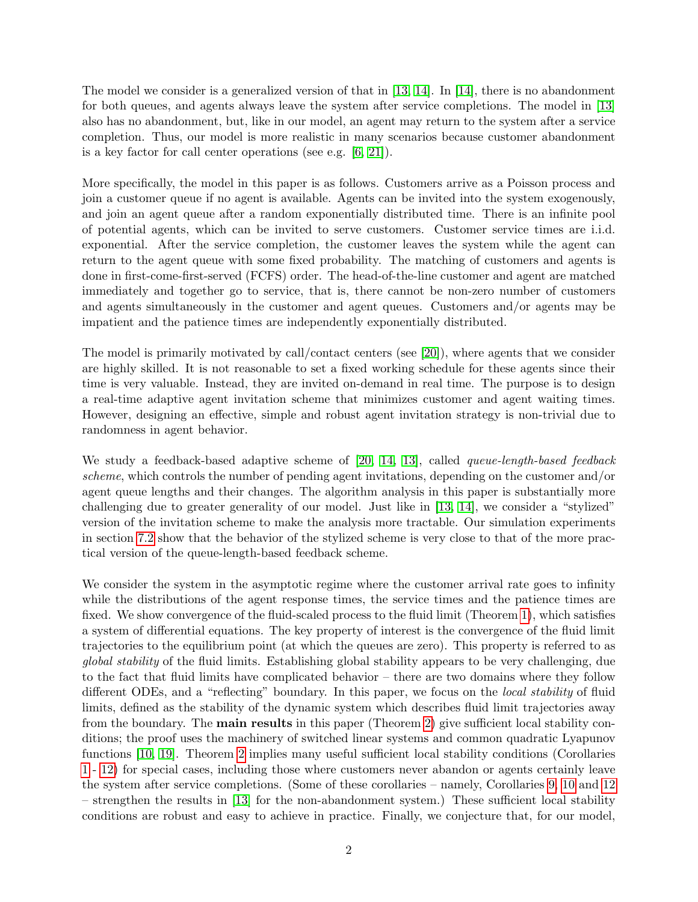The model we consider is a generalized version of that in [13, 14]. In [14], there is no abandonment for both queues, and agents always leave the system after service completions. The model in [13] also has no abandonment, but, like in our model, an agent may return to the system after a service completion. Thus, our model is more realistic in many scenarios because customer abandonment is a key factor for call center operations (see e.g. [6, 21]).

More specifically, the model in this paper is as follows. Customers arrive as a Poisson process and join a customer queue if no agent is available. Agents can be invited into the system exogenously, and join an agent queue after a random exponentially distributed time. There is an infinite pool of potential agents, which can be invited to serve customers. Customer service times are i.i.d. exponential. After the service completion, the customer leaves the system while the agent can return to the agent queue with some fixed probability. The matching of customers and agents is done in first-come-first-served (FCFS) order. The head-of-the-line customer and agent are matched immediately and together go to service, that is, there cannot be non-zero number of customers and agents simultaneously in the customer and agent queues. Customers and/or agents may be impatient and the patience times are independently exponentially distributed.

The model is primarily motivated by call/contact centers (see [20]), where agents that we consider are highly skilled. It is not reasonable to set a fixed working schedule for these agents since their time is very valuable. Instead, they are invited on-demand in real time. The purpose is to design a real-time adaptive agent invitation scheme that minimizes customer and agent waiting times. However, designing an effective, simple and robust agent invitation strategy is non-trivial due to randomness in agent behavior.

We study a feedback-based adaptive scheme of [20, 14, 13], called *queue-length-based feedback scheme*, which controls the number of pending agent invitations, depending on the customer and/or agent queue lengths and their changes. The algorithm analysis in this paper is substantially more challenging due to greater generality of our model. Just like in [13, 14], we consider a "stylized" version of the invitation scheme to make the analysis more tractable. Our simulation experiments in section 7.2 show that the behavior of the stylized scheme is very close to that of the more practical version of the queue-length-based feedback scheme.

We consider the system in the asymptotic regime where the customer arrival rate goes to infinity while the distributions of the agent response times, the service times and the patience times are fixed. We show convergence of the fluid-scaled process to the fluid limit (Theorem 1), which satisfies a system of differential equations. The key property of interest is the convergence of the fluid limit trajectories to the equilibrium point (at which the queues are zero). This property is referred to as *global stability* of the fluid limits. Establishing global stability appears to be very challenging, due to the fact that fluid limits have complicated behavior – there are two domains where they follow different ODEs, and a "reflecting" boundary. In this paper, we focus on the *local stability* of fluid limits, defined as the stability of the dynamic system which describes fluid limit trajectories away from the boundary. The **main results** in this paper (Theorem 2) give sufficient local stability conditions; the proof uses the machinery of switched linear systems and common quadratic Lyapunov functions [10, 19]. Theorem 2 implies many useful sufficient local stability conditions (Corollaries 1 - 12) for special cases, including those where customers never abandon or agents certainly leave the system after service completions. (Some of these corollaries – namely, Corollaries 9, 10 and 12 – strengthen the results in [13] for the non-abandonment system.) These sufficient local stability conditions are robust and easy to achieve in practice. Finally, we conjecture that, for our model,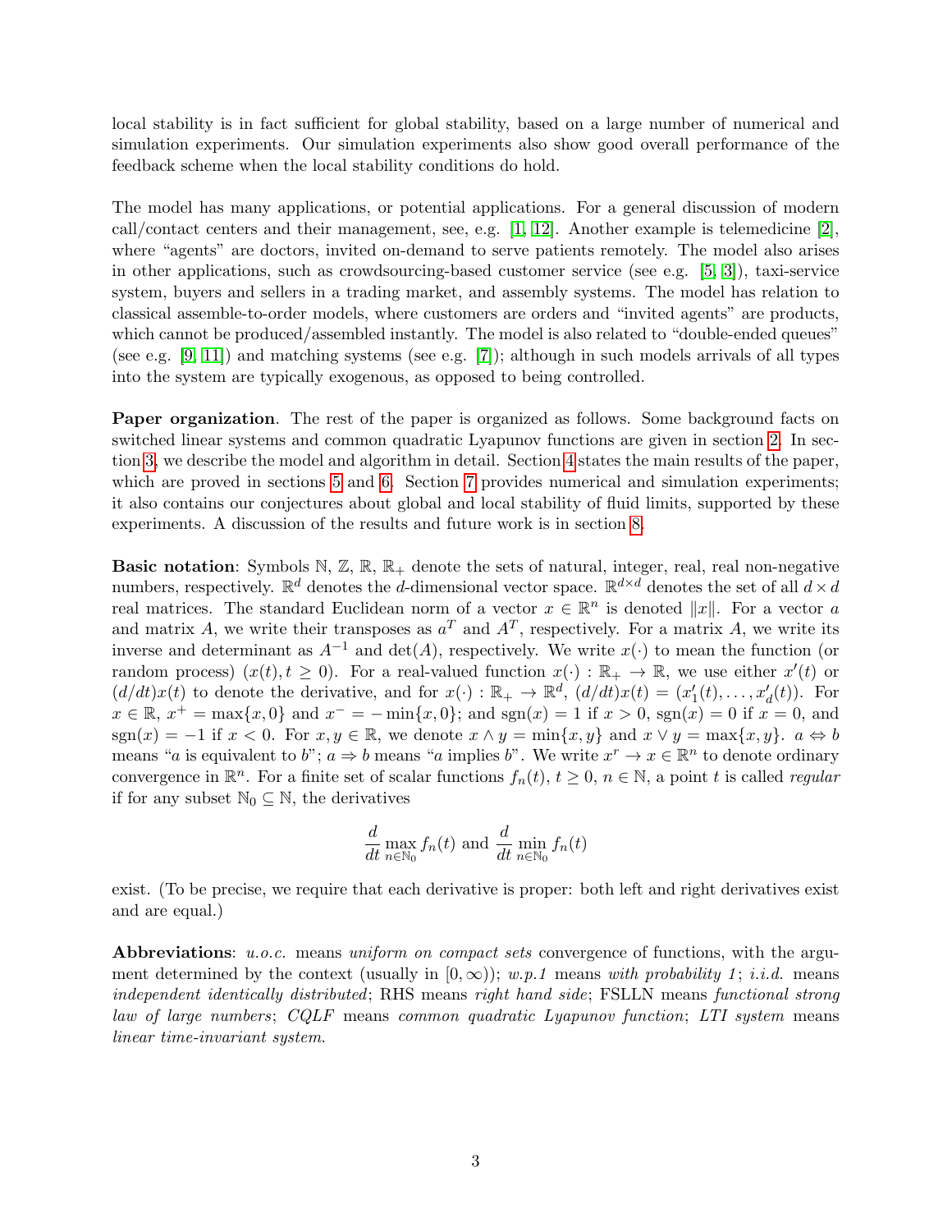local stability is in fact sufficient for global stability, based on a large number of numerical and simulation experiments. Our simulation experiments also show good overall performance of the feedback scheme when the local stability conditions do hold.

The model has many applications, or potential applications. For a general discussion of modern call/contact centers and their management, see, e.g. [1, 12]. Another example is telemedicine [2], where "agents" are doctors, invited on-demand to serve patients remotely. The model also arises in other applications, such as crowdsourcing-based customer service (see e.g. [5, 3]), taxi-service system, buyers and sellers in a trading market, and assembly systems. The model has relation to classical assemble-to-order models, where customers are orders and "invited agents" are products, which cannot be produced/assembled instantly. The model is also related to "double-ended queues" (see e.g. [9, 11]) and matching systems (see e.g. [7]); although in such models arrivals of all types into the system are typically exogenous, as opposed to being controlled.

**Paper organization**. The rest of the paper is organized as follows. Some background facts on switched linear systems and common quadratic Lyapunov functions are given in section 2. In section 3, we describe the model and algorithm in detail. Section 4 states the main results of the paper, which are proved in sections 5 and 6. Section 7 provides numerical and simulation experiments; it also contains our conjectures about global and local stability of fluid limits, supported by these experiments. A discussion of the results and future work is in section 8.

**Basic notation**: Symbols $\mathbb{N}$, $\mathbb{Z}$, $\mathbb{R}$, $\mathbb{R}_+$ denote the sets of natural, integer, real, real non-negative numbers, respectively. $\mathbb{R}^d$ denotes the $d$-dimensional vector space. $\mathbb{R}^{d\times d}$ denotes the set of all $d \times d$ real matrices. The standard Euclidean norm of a vector $x \in \mathbb{R}^n$ is denoted $\|x\|$. For a vector $a$ and matrix $A$, we write their transposes as $a^T$ and $A^T$, respectively. For a matrix $A$, we write its inverse and determinant as $A^{-1}$ and $\det(A)$, respectively. We write $x(\cdot)$ to mean the function (or random process) $(x(t), t \geq 0)$. For a real-valued function $x(\cdot) : \mathbb{R}_+ \to \mathbb{R}$, we use either $x'(t)$ or $(d/dt)x(t)$ to denote the derivative, and for $x(\cdot) : \mathbb{R}_+ \to \mathbb{R}^d$, $(d/dt)x(t) = (x_1'(t), \ldots, x_d'(t))$. For $x \in \mathbb{R}$, $x^+ = \max\{x, 0\}$ and $x^- = -\min\{x, 0\}$; and $\text{sgn}(x) = 1$ if $x > 0$, $\text{sgn}(x) = 0$ if $x = 0$, and $\text{sgn}(x) = -1$ if $x < 0$. For $x, y \in \mathbb{R}$, we denote $x \wedge y = \min\{x, y\}$ and $x \vee y = \max\{x, y\}$. $a \Leftrightarrow b$ means "$a$ is equivalent to $b$"; $a \Rightarrow b$ means "$a$ implies $b$". We write $x^r \to x \in \mathbb{R}^n$ to denote ordinary convergence in $\mathbb{R}^n$. For a finite set of scalar functions $f_n(t)$, $t \geq 0$, $n \in \mathbb{N}$, a point $t$ is called *regular* if for any subset $\mathbb{N}_0 \subseteq \mathbb{N}$, the derivatives

$$\frac{d}{dt} \max_{n \in \mathbb{N}_0} f_n(t) \text{ and } \frac{d}{dt} \min_{n \in \mathbb{N}_0} f_n(t)$$

exist. (To be precise, we require that each derivative is proper: both left and right derivatives exist and are equal.)

**Abbreviations**: *u.o.c.* means *uniform on compact sets* convergence of functions, with the argument determined by the context (usually in $[0, \infty)$); *w.p.1* means *with probability 1*; *i.i.d.* means *independent identically distributed*; RHS means *right hand side*; FSLLN means *functional strong law of large numbers*; *CQLF* means *common quadratic Lyapunov function*; *LTI system* means *linear time-invariant system*.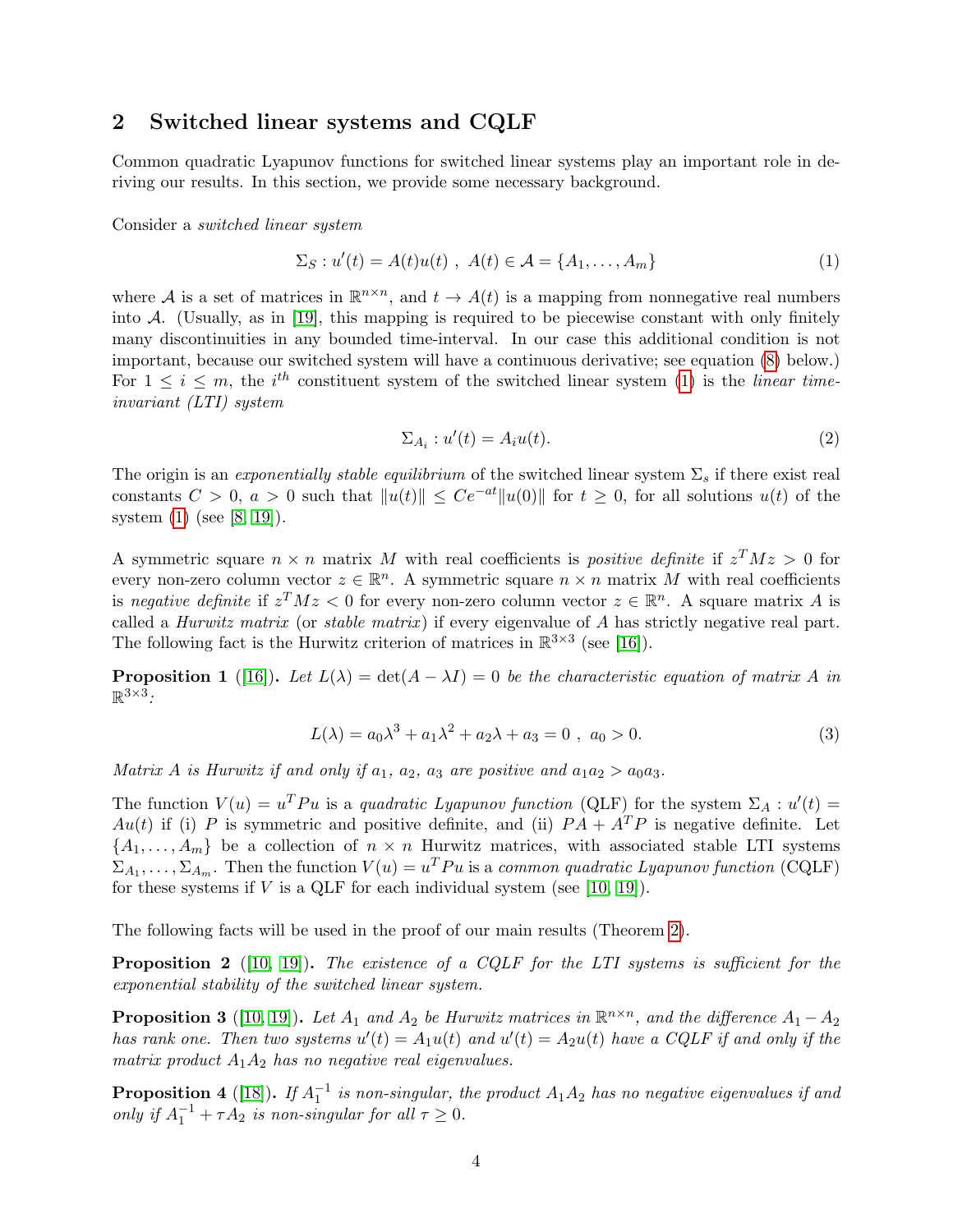## 2 Switched linear systems and CQLF

Common quadratic Lyapunov functions for switched linear systems play an important role in deriving our results. In this section, we provide some necessary background.

Consider a *switched linear system*

$$\Sigma_S : u'(t) = A(t)u(t) \ , \ A(t) \in \mathcal{A} = \{A_1, \ldots, A_m\} \tag{1}$$

where $\mathcal{A}$ is a set of matrices in $\mathbb{R}^{n \times n}$, and $t \to A(t)$ is a mapping from nonnegative real numbers into $\mathcal{A}$. (Usually, as in [19], this mapping is required to be piecewise constant with only finitely many discontinuities in any bounded time-interval. In our case this additional condition is not important, because our switched system will have a continuous derivative; see equation (8) below.) For $1 \leq i \leq m$, the $i^{th}$ constituent system of the switched linear system (1) is the *linear time-invariant (LTI) system*

$$\Sigma_{A_i} : u'(t) = A_i u(t). \tag{2}$$

The origin is an *exponentially stable equilibrium* of the switched linear system $\Sigma_s$ if there exist real constants $C > 0$, $a > 0$ such that $\|u(t)\| \leq Ce^{-at}\|u(0)\|$ for $t \geq 0$, for all solutions $u(t)$ of the system (1) (see [8, 19]).

A symmetric square $n \times n$ matrix $M$ with real coefficients is *positive definite* if $z^T M z > 0$ for every non-zero column vector $z \in \mathbb{R}^n$. A symmetric square $n \times n$ matrix $M$ with real coefficients is *negative definite* if $z^T M z < 0$ for every non-zero column vector $z \in \mathbb{R}^n$. A square matrix $A$ is called a *Hurwitz matrix* (or *stable matrix*) if every eigenvalue of $A$ has strictly negative real part. The following fact is the Hurwitz criterion of matrices in $\mathbb{R}^{3 \times 3}$ (see [16]).

**Proposition 1** ([16])**.** *Let $L(\lambda) = \det(A - \lambda I) = 0$ be the characteristic equation of matrix $A$ in $\mathbb{R}^{3 \times 3}$:*

$$L(\lambda) = a_0\lambda^3 + a_1\lambda^2 + a_2\lambda + a_3 = 0 \ , \ a_0 > 0. \tag{3}$$

*Matrix $A$ is Hurwitz if and only if $a_1$, $a_2$, $a_3$ are positive and $a_1 a_2 > a_0 a_3$.*

The function $V(u) = u^T P u$ is a *quadratic Lyapunov function* (QLF) for the system $\Sigma_A : u'(t) = Au(t)$ if (i) $P$ is symmetric and positive definite, and (ii) $PA + A^T P$ is negative definite. Let $\{A_1, \ldots, A_m\}$ be a collection of $n \times n$ Hurwitz matrices, with associated stable LTI systems $\Sigma_{A_1}, \ldots, \Sigma_{A_m}$. Then the function $V(u) = u^T P u$ is a *common quadratic Lyapunov function* (CQLF) for these systems if $V$ is a QLF for each individual system (see [10, 19]).

The following facts will be used in the proof of our main results (Theorem 2).

**Proposition 2** ([10, 19])**.** *The existence of a CQLF for the LTI systems is sufficient for the exponential stability of the switched linear system.*

**Proposition 3** ([10, 19])**.** *Let $A_1$ and $A_2$ be Hurwitz matrices in $\mathbb{R}^{n \times n}$, and the difference $A_1 - A_2$ has rank one. Then two systems $u'(t) = A_1 u(t)$ and $u'(t) = A_2 u(t)$ have a CQLF if and only if the matrix product $A_1 A_2$ has no negative real eigenvalues.*

**Proposition 4** ([18])**.** *If $A_1^{-1}$ is non-singular, the product $A_1 A_2$ has no negative eigenvalues if and only if $A_1^{-1} + \tau A_2$ is non-singular for all $\tau \geq 0$.*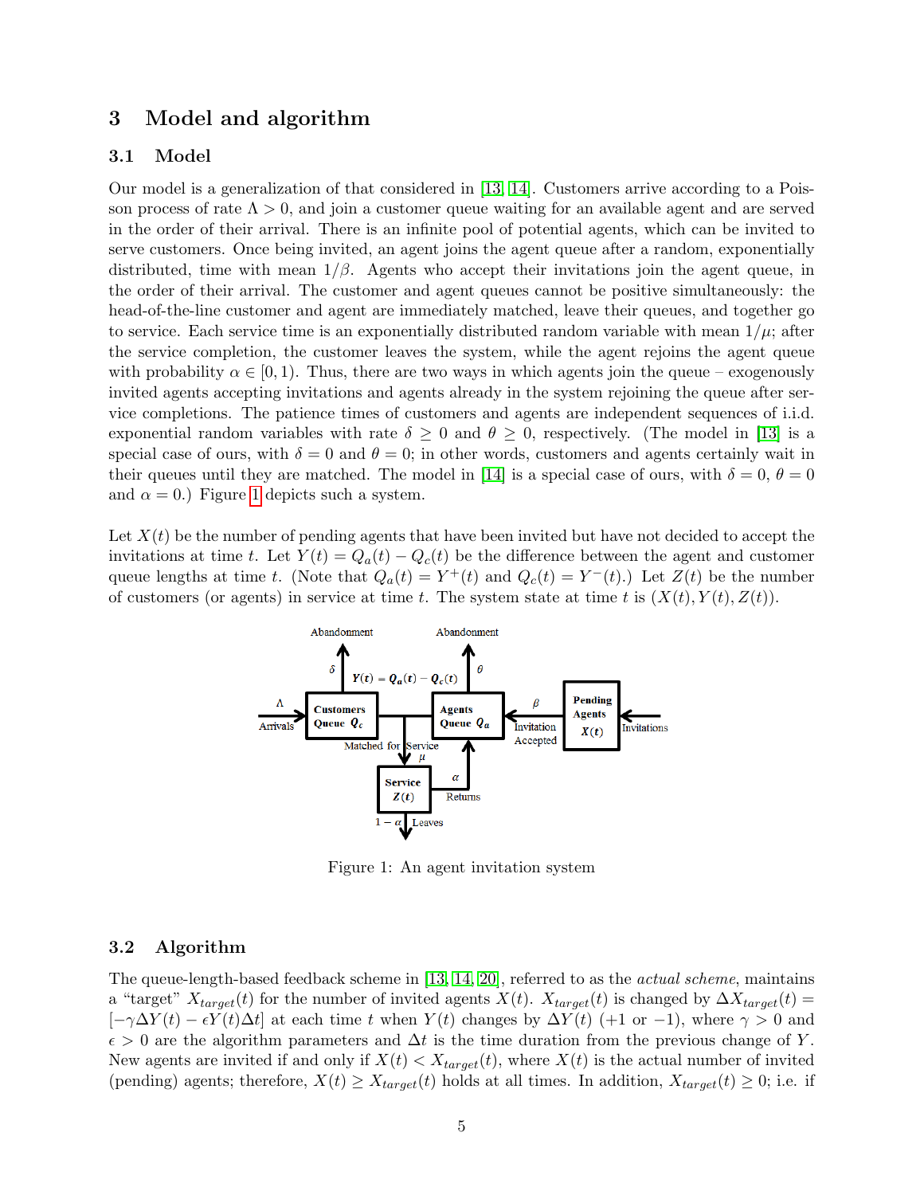## 3 Model and algorithm

### 3.1 Model

Our model is a generalization of that considered in [13, 14]. Customers arrive according to a Poisson process of rate $\Lambda > 0$, and join a customer queue waiting for an available agent and are served in the order of their arrival. There is an infinite pool of potential agents, which can be invited to serve customers. Once being invited, an agent joins the agent queue after a random, exponentially distributed, time with mean $1/\beta$. Agents who accept their invitations join the agent queue, in the order of their arrival. The customer and agent queues cannot be positive simultaneously: the head-of-the-line customer and agent are immediately matched, leave their queues, and together go to service. Each service time is an exponentially distributed random variable with mean $1/\mu$; after the service completion, the customer leaves the system, while the agent rejoins the agent queue with probability $\alpha \in [0, 1)$. Thus, there are two ways in which agents join the queue – exogenously invited agents accepting invitations and agents already in the system rejoining the queue after service completions. The patience times of customers and agents are independent sequences of i.i.d. exponential random variables with rate $\delta \geq 0$ and $\theta \geq 0$, respectively. (The model in [13] is a special case of ours, with $\delta = 0$ and $\theta = 0$; in other words, customers and agents certainly wait in their queues until they are matched. The model in [14] is a special case of ours, with $\delta = 0$, $\theta = 0$ and $\alpha = 0$.) Figure 1 depicts such a system.

Let $X(t)$ be the number of pending agents that have been invited but have not decided to accept the invitations at time $t$. Let $Y(t) = Q_a(t) - Q_c(t)$ be the difference between the agent and customer queue lengths at time $t$. (Note that $Q_a(t) = Y^+(t)$ and $Q_c(t) = Y^-(t)$.) Let $Z(t)$ be the number of customers (or agents) in service at time $t$. The system state at time $t$ is $(X(t), Y(t), Z(t))$.

Figure 1: An agent invitation system

### 3.2 Algorithm

The queue-length-based feedback scheme in [13, 14, 20], referred to as the *actual scheme*, maintains a "target" $X_{target}(t)$ for the number of invited agents $X(t)$. $X_{target}(t)$ is changed by $\Delta X_{target}(t) = [-\gamma \Delta Y(t) - \epsilon Y(t) \Delta t]$ at each time $t$ when $Y(t)$ changes by $\Delta Y(t)$ ($+1$ or $-1$), where $\gamma > 0$ and $\epsilon > 0$ are the algorithm parameters and $\Delta t$ is the time duration from the previous change of $Y$. New agents are invited if and only if $X(t) < X_{target}(t)$, where $X(t)$ is the actual number of invited (pending) agents; therefore, $X(t) \geq X_{target}(t)$ holds at all times. In addition, $X_{target}(t) \geq 0$; i.e. if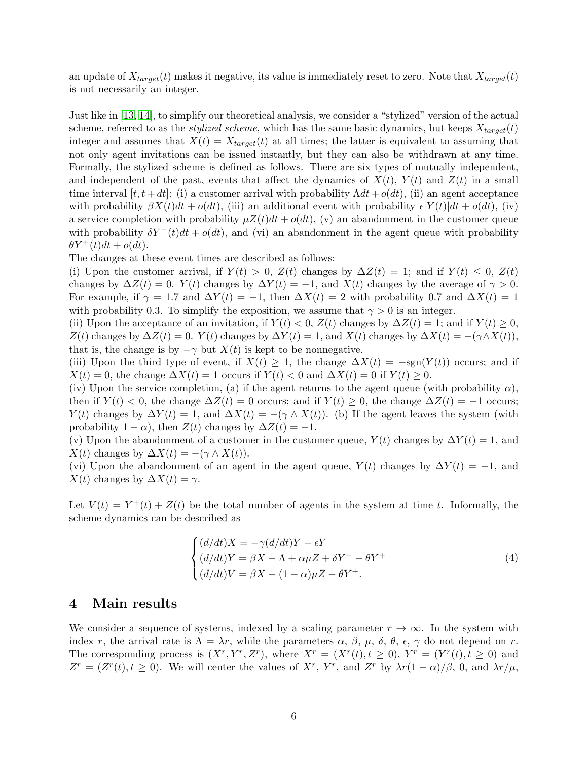an update of $X_{target}(t)$ makes it negative, its value is immediately reset to zero. Note that $X_{target}(t)$ is not necessarily an integer.

Just like in [13, 14], to simplify our theoretical analysis, we consider a "stylized" version of the actual scheme, referred to as the *stylized scheme*, which has the same basic dynamics, but keeps $X_{target}(t)$ integer and assumes that $X(t) = X_{target}(t)$ at all times; the latter is equivalent to assuming that not only agent invitations can be issued instantly, but they can also be withdrawn at any time. Formally, the stylized scheme is defined as follows. There are six types of mutually independent, and independent of the past, events that affect the dynamics of $X(t)$, $Y(t)$ and $Z(t)$ in a small time interval $[t, t+dt]$: (i) a customer arrival with probability $\Lambda dt + o(dt)$, (ii) an agent acceptance with probability $\beta X(t)dt + o(dt)$, (iii) an additional event with probability $\epsilon |Y(t)| dt + o(dt)$, (iv) a service completion with probability $\mu Z(t)dt + o(dt)$, (v) an abandonment in the customer queue with probability $\delta Y^-(t)dt + o(dt)$, and (vi) an abandonment in the agent queue with probability $\theta Y^+(t)dt + o(dt)$.
The changes at these event times are described as follows:
(i) Upon the customer arrival, if $Y(t) > 0$, $Z(t)$ changes by $\Delta Z(t) = 1$; and if $Y(t) \le 0$, $Z(t)$ changes by $\Delta Z(t) = 0$. $Y(t)$ changes by $\Delta Y(t) = -1$, and $X(t)$ changes by the average of $\gamma > 0$. For example, if $\gamma = 1.7$ and $\Delta Y(t) = -1$, then $\Delta X(t) = 2$ with probability 0.7 and $\Delta X(t) = 1$ with probability 0.3. To simplify the exposition, we assume that $\gamma > 0$ is an integer.
(ii) Upon the acceptance of an invitation, if $Y(t) < 0$, $Z(t)$ changes by $\Delta Z(t) = 1$; and if $Y(t) \ge 0$, $Z(t)$ changes by $\Delta Z(t) = 0$. $Y(t)$ changes by $\Delta Y(t) = 1$, and $X(t)$ changes by $\Delta X(t) = -(\gamma \wedge X(t))$, that is, the change is by $-\gamma$ but $X(t)$ is kept to be nonnegative.
(iii) Upon the third type of event, if $X(t) \ge 1$, the change $\Delta X(t) = -\text{sgn}(Y(t))$ occurs; and if $X(t) = 0$, the change $\Delta X(t) = 1$ occurs if $Y(t) < 0$ and $\Delta X(t) = 0$ if $Y(t) \ge 0$.
(iv) Upon the service completion, (a) if the agent returns to the agent queue (with probability $\alpha$), then if $Y(t) < 0$, the change $\Delta Z(t) = 0$ occurs; and if $Y(t) \ge 0$, the change $\Delta Z(t) = -1$ occurs; $Y(t)$ changes by $\Delta Y(t) = 1$, and $\Delta X(t) = -(\gamma \wedge X(t))$. (b) If the agent leaves the system (with probability $1-\alpha$), then $Z(t)$ changes by $\Delta Z(t) = -1$.
(v) Upon the abandonment of a customer in the customer queue, $Y(t)$ changes by $\Delta Y(t) = 1$, and $X(t)$ changes by $\Delta X(t) = -(\gamma \wedge X(t))$.
(vi) Upon the abandonment of an agent in the agent queue, $Y(t)$ changes by $\Delta Y(t) = -1$, and $X(t)$ changes by $\Delta X(t) = \gamma$.

Let $V(t) = Y^+(t) + Z(t)$ be the total number of agents in the system at time $t$. Informally, the scheme dynamics can be described as

$$
\begin{cases}
(d/dt)X = -\gamma(d/dt)Y - \epsilon Y \\
(d/dt)Y = \beta X - \Lambda + \alpha\mu Z + \delta Y^- - \theta Y^+ \\
(d/dt)V = \beta X - (1-\alpha)\mu Z - \theta Y^+.
\end{cases}
\tag{4}
$$

# 4 Main results

We consider a sequence of systems, indexed by a scaling parameter $r \to \infty$. In the system with index $r$, the arrival rate is $\Lambda = \lambda r$, while the parameters $\alpha$, $\beta$, $\mu$, $\delta$, $\theta$, $\epsilon$, $\gamma$ do not depend on $r$. The corresponding process is $(X^r, Y^r, Z^r)$, where $X^r = (X^r(t), t \ge 0)$, $Y^r = (Y^r(t), t \ge 0)$ and $Z^r = (Z^r(t), t \ge 0)$. We will center the values of $X^r$, $Y^r$, and $Z^r$ by $\lambda r(1-\alpha)/\beta$, 0, and $\lambda r/\mu$,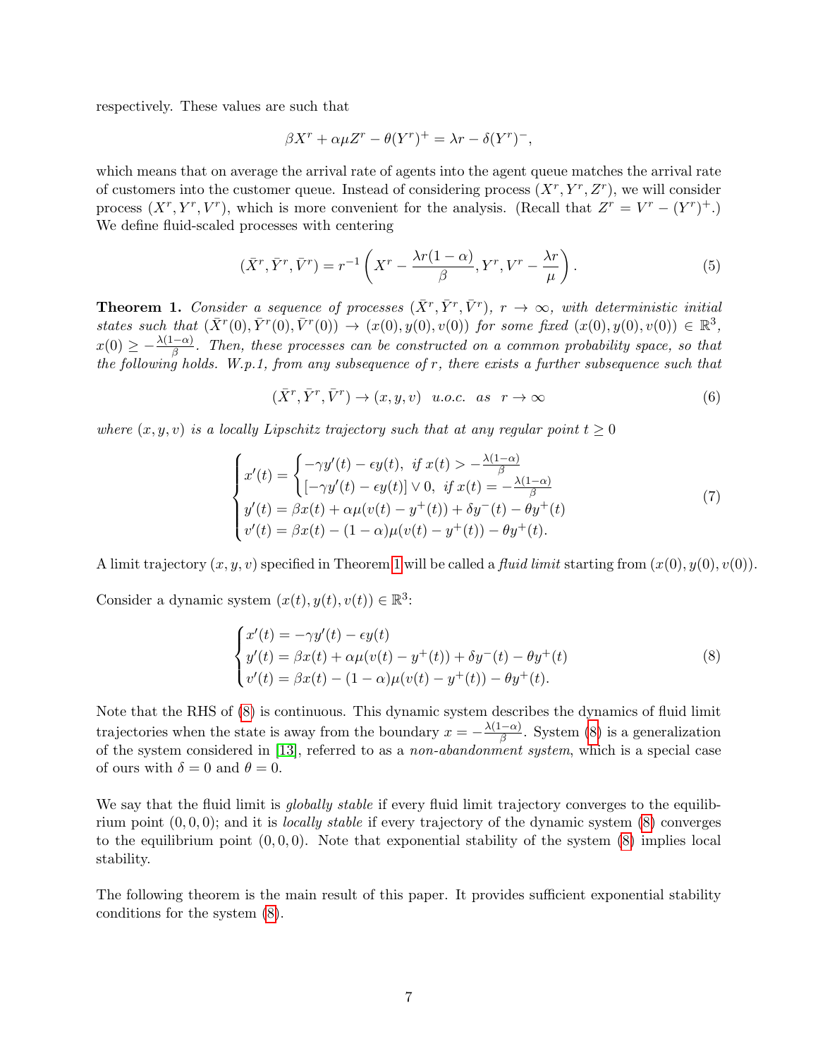respectively. These values are such that

$$\beta X^r + \alpha \mu Z^r - \theta (Y^r)^+ = \lambda r - \delta (Y^r)^-,$$

which means that on average the arrival rate of agents into the agent queue matches the arrival rate of customers into the customer queue. Instead of considering process $(X^r, Y^r, Z^r)$, we will consider process $(X^r, Y^r, V^r)$, which is more convenient for the analysis. (Recall that $Z^r = V^r - (Y^r)^+$.) We define fluid-scaled processes with centering

$$(\bar{X}^r, \bar{Y}^r, \bar{V}^r) = r^{-1}\left(X^r - \frac{\lambda r(1-\alpha)}{\beta}, Y^r, V^r - \frac{\lambda r}{\mu}\right). \tag{5}$$

**Theorem 1.** *Consider a sequence of processes $(\bar{X}^r, \bar{Y}^r, \bar{V}^r)$, $r \to \infty$, with deterministic initial states such that $(\bar{X}^r(0), \bar{Y}^r(0), \bar{V}^r(0)) \to (x(0), y(0), v(0))$ for some fixed $(x(0), y(0), v(0)) \in \mathbb{R}^3$, $x(0) \geq -\frac{\lambda(1-\alpha)}{\beta}$. Then, these processes can be constructed on a common probability space, so that the following holds. W.p.1, from any subsequence of $r$, there exists a further subsequence such that*

$$(\bar{X}^r, \bar{Y}^r, \bar{V}^r) \to (x, y, v) \quad u.o.c. \quad as \quad r \to \infty \tag{6}$$

*where $(x, y, v)$ is a locally Lipschitz trajectory such that at any regular point $t \geq 0$*

$$\begin{cases} x'(t) = \begin{cases} -\gamma y'(t) - \epsilon y(t), & \text{if } x(t) > -\frac{\lambda(1-\alpha)}{\beta} \\ [-\gamma y'(t) - \epsilon y(t)] \vee 0, & \text{if } x(t) = -\frac{\lambda(1-\alpha)}{\beta} \end{cases} \\ y'(t) = \beta x(t) + \alpha \mu (v(t) - y^+(t)) + \delta y^-(t) - \theta y^+(t) \\ v'(t) = \beta x(t) - (1-\alpha)\mu(v(t) - y^+(t)) - \theta y^+(t). \end{cases} \tag{7}$$

A limit trajectory $(x, y, v)$ specified in Theorem 1 will be called a *fluid limit* starting from $(x(0), y(0), v(0))$.

Consider a dynamic system $(x(t), y(t), v(t)) \in \mathbb{R}^3$:

$$\begin{cases} x'(t) = -\gamma y'(t) - \epsilon y(t) \\ y'(t) = \beta x(t) + \alpha \mu (v(t) - y^+(t)) + \delta y^-(t) - \theta y^+(t) \\ v'(t) = \beta x(t) - (1-\alpha)\mu(v(t) - y^+(t)) - \theta y^+(t). \end{cases} \tag{8}$$

Note that the RHS of (8) is continuous. This dynamic system describes the dynamics of fluid limit trajectories when the state is away from the boundary $x = -\frac{\lambda(1-\alpha)}{\beta}$. System (8) is a generalization of the system considered in [13], referred to as a *non-abandonment system*, which is a special case of ours with $\delta = 0$ and $\theta = 0$.

We say that the fluid limit is *globally stable* if every fluid limit trajectory converges to the equilibrium point $(0, 0, 0)$; and it is *locally stable* if every trajectory of the dynamic system (8) converges to the equilibrium point $(0, 0, 0)$. Note that exponential stability of the system (8) implies local stability.

The following theorem is the main result of this paper. It provides sufficient exponential stability conditions for the system (8).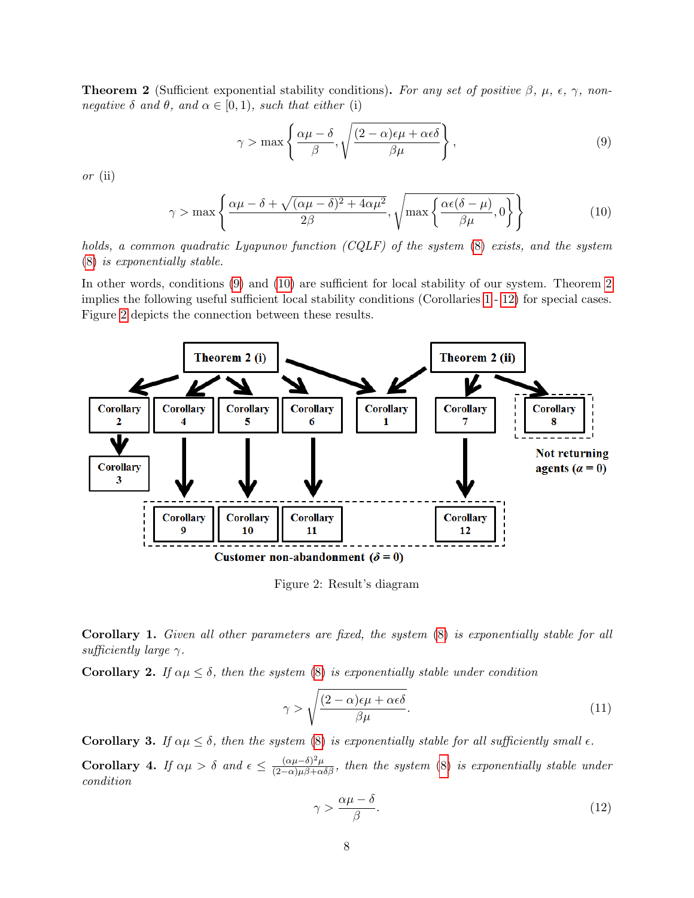**Theorem 2** (Sufficient exponential stability conditions)**.** *For any set of positive $\beta$, $\mu$, $\epsilon$, $\gamma$, non-negative $\delta$ and $\theta$, and $\alpha \in [0, 1)$, such that either* (i)

$$\gamma > \max\left\{\frac{\alpha\mu - \delta}{\beta}, \sqrt{\frac{(2-\alpha)\epsilon\mu + \alpha\epsilon\delta}{\beta\mu}}\right\}, \tag{9}$$

*or* (ii)

$$\gamma > \max\left\{\frac{\alpha\mu - \delta + \sqrt{(\alpha\mu-\delta)^2 + 4\alpha\mu^2}}{2\beta}, \sqrt{\max\left\{\frac{\alpha\epsilon(\delta-\mu)}{\beta\mu}, 0\right\}}\right\} \tag{10}$$

*holds, a common quadratic Lyapunov function (CQLF) of the system* (8) *exists, and the system* (8) *is exponentially stable.*

In other words, conditions (9) and (10) are sufficient for local stability of our system. Theorem 2 implies the following useful sufficient local stability conditions (Corollaries 1 - 12) for special cases. Figure 2 depicts the connection between these results.

Figure 2: Result's diagram

**Corollary 1.** *Given all other parameters are fixed, the system* (8) *is exponentially stable for all sufficiently large $\gamma$.*

**Corollary 2.** *If $\alpha\mu \leq \delta$, then the system* (8) *is exponentially stable under condition*

$$\gamma > \sqrt{\frac{(2-\alpha)\epsilon\mu + \alpha\epsilon\delta}{\beta\mu}}. \tag{11}$$

**Corollary 3.** *If $\alpha\mu \leq \delta$, then the system* (8) *is exponentially stable for all sufficiently small $\epsilon$.*

**Corollary 4.** *If $\alpha\mu > \delta$ and $\epsilon \leq \frac{(\alpha\mu-\delta)^2\mu}{(2-\alpha)\mu\beta + \alpha\delta\beta}$, then the system* (8) *is exponentially stable under condition*

$$\gamma > \frac{\alpha\mu - \delta}{\beta}. \tag{12}$$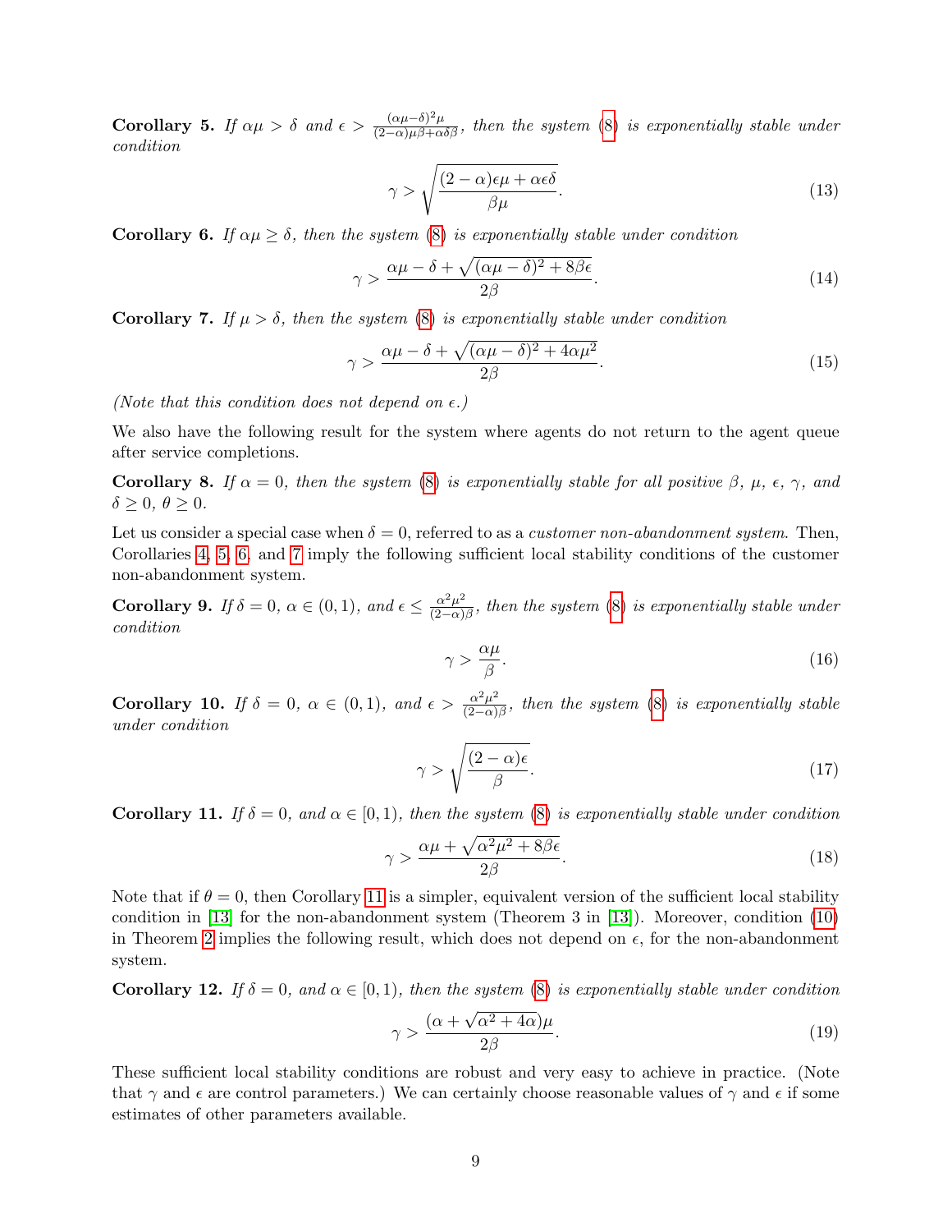**Corollary 5.** *If $\alpha\mu > \delta$ and $\epsilon > \frac{(\alpha\mu-\delta)^2\mu}{(2-\alpha)\mu\beta+\alpha\delta\beta}$, then the system (8) is exponentially stable under condition*

$$\gamma > \sqrt{\frac{(2-\alpha)\epsilon\mu + \alpha\epsilon\delta}{\beta\mu}}. \tag{13}$$

**Corollary 6.** *If $\alpha\mu \geq \delta$, then the system (8) is exponentially stable under condition*

$$\gamma > \frac{\alpha\mu - \delta + \sqrt{(\alpha\mu-\delta)^2 + 8\beta\epsilon}}{2\beta}. \tag{14}$$

**Corollary 7.** *If $\mu > \delta$, then the system (8) is exponentially stable under condition*

$$\gamma > \frac{\alpha\mu - \delta + \sqrt{(\alpha\mu-\delta)^2 + 4\alpha\mu^2}}{2\beta}. \tag{15}$$

*(Note that this condition does not depend on $\epsilon$.)*

We also have the following result for the system where agents do not return to the agent queue after service completions.

**Corollary 8.** *If $\alpha = 0$, then the system (8) is exponentially stable for all positive $\beta$, $\mu$, $\epsilon$, $\gamma$, and $\delta \geq 0$, $\theta \geq 0$.*

Let us consider a special case when $\delta = 0$, referred to as a *customer non-abandonment system*. Then, Corollaries 4, 5, 6, and 7 imply the following sufficient local stability conditions of the customer non-abandonment system.

**Corollary 9.** *If $\delta = 0$, $\alpha \in (0, 1)$, and $\epsilon \leq \frac{\alpha^2\mu^2}{(2-\alpha)\beta}$, then the system (8) is exponentially stable under condition*

$$\gamma > \frac{\alpha\mu}{\beta}. \tag{16}$$

**Corollary 10.** *If $\delta = 0$, $\alpha \in (0, 1)$, and $\epsilon > \frac{\alpha^2\mu^2}{(2-\alpha)\beta}$, then the system (8) is exponentially stable under condition*

$$\gamma > \sqrt{\frac{(2-\alpha)\epsilon}{\beta}}. \tag{17}$$

**Corollary 11.** *If $\delta = 0$, and $\alpha \in [0, 1)$, then the system (8) is exponentially stable under condition*

$$\gamma > \frac{\alpha\mu + \sqrt{\alpha^2\mu^2 + 8\beta\epsilon}}{2\beta}. \tag{18}$$

Note that if $\theta = 0$, then Corollary 11 is a simpler, equivalent version of the sufficient local stability condition in [13] for the non-abandonment system (Theorem 3 in [13]). Moreover, condition (10) in Theorem 2 implies the following result, which does not depend on $\epsilon$, for the non-abandonment system.

**Corollary 12.** *If $\delta = 0$, and $\alpha \in [0, 1)$, then the system (8) is exponentially stable under condition*

$$\gamma > \frac{(\alpha + \sqrt{\alpha^2 + 4\alpha})\mu}{2\beta}. \tag{19}$$

These sufficient local stability conditions are robust and very easy to achieve in practice. (Note that $\gamma$ and $\epsilon$ are control parameters.) We can certainly choose reasonable values of $\gamma$ and $\epsilon$ if some estimates of other parameters available.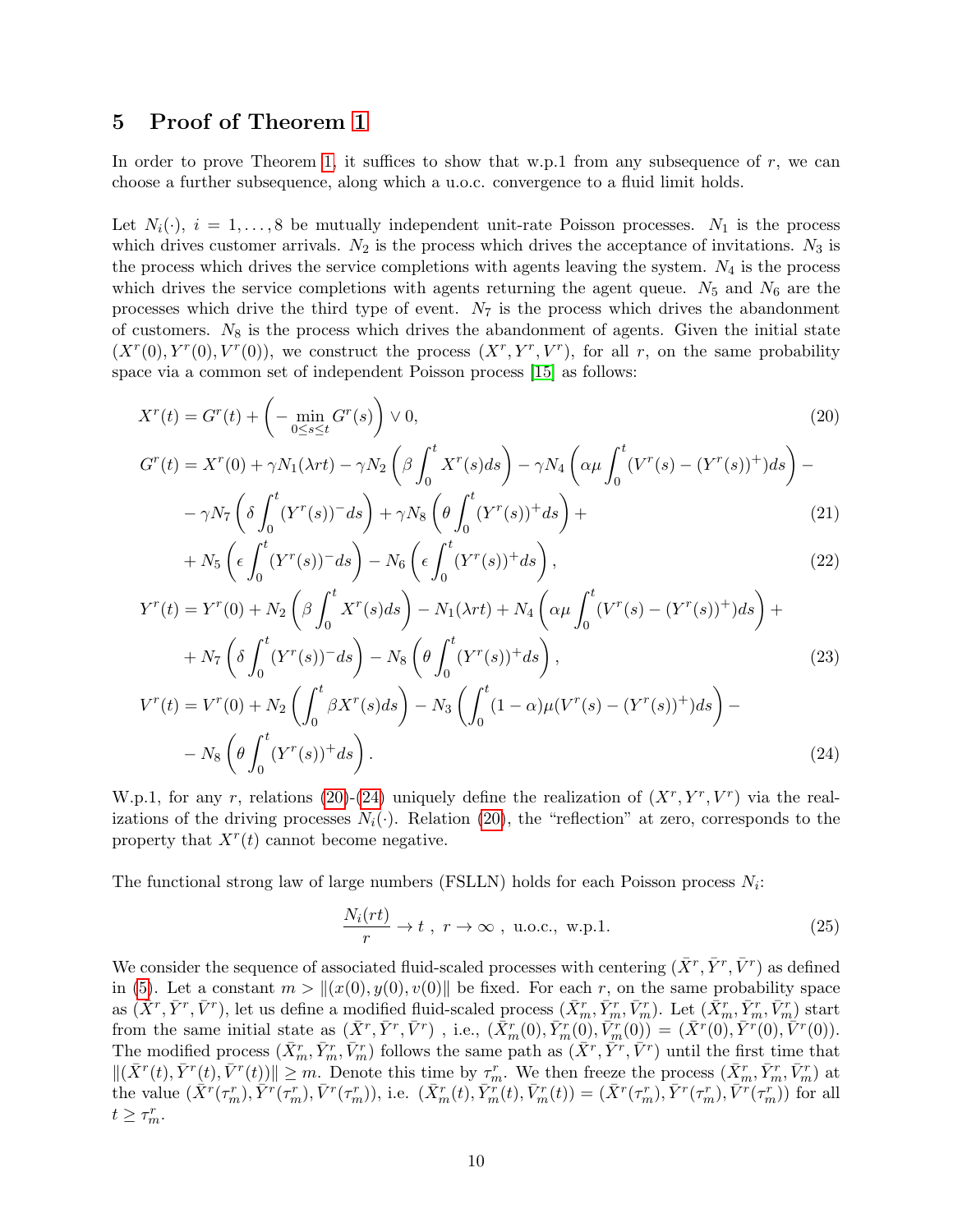## 5 Proof of Theorem 1

In order to prove Theorem 1, it suffices to show that w.p.1 from any subsequence of $r$, we can choose a further subsequence, along which a u.o.c. convergence to a fluid limit holds.

Let $N_i(\cdot)$, $i = 1, \ldots, 8$ be mutually independent unit-rate Poisson processes. $N_1$ is the process which drives customer arrivals. $N_2$ is the process which drives the acceptance of invitations. $N_3$ is the process which drives the service completions with agents leaving the system. $N_4$ is the process which drives the service completions with agents returning the agent queue. $N_5$ and $N_6$ are the processes which drive the third type of event. $N_7$ is the process which drives the abandonment of customers. $N_8$ is the process which drives the abandonment of agents. Given the initial state $(X^r(0), Y^r(0), V^r(0))$, we construct the process $(X^r, Y^r, V^r)$, for all $r$, on the same probability space via a common set of independent Poisson process [15] as follows:

$$X^r(t) = G^r(t) + \left(-\min_{0 \le s \le t} G^r(s)\right) \vee 0, \tag{20}$$

$$G^r(t) = X^r(0) + \gamma N_1(\lambda r t) - \gamma N_2\left(\beta \int_0^t X^r(s)ds\right) - \gamma N_4\left(\alpha\mu \int_0^t (V^r(s) - (Y^r(s))^+)ds\right) -$$

$$- \gamma N_7\left(\delta \int_0^t (Y^r(s))^- ds\right) + \gamma N_8\left(\theta \int_0^t (Y^r(s))^+ ds\right) + \tag{21}$$

$$+ N_5\left(\epsilon \int_0^t (Y^r(s))^- ds\right) - N_6\left(\epsilon \int_0^t (Y^r(s))^+ ds\right), \tag{22}$$

$$Y^r(t) = Y^r(0) + N_2\left(\beta \int_0^t X^r(s)ds\right) - N_1(\lambda r t) + N_4\left(\alpha\mu \int_0^t (V^r(s) - (Y^r(s))^+)ds\right) +$$

$$+ N_7\left(\delta \int_0^t (Y^r(s))^- ds\right) - N_8\left(\theta \int_0^t (Y^r(s))^+ ds\right), \tag{23}$$

$$V^r(t) = V^r(0) + N_2\left(\int_0^t \beta X^r(s)ds\right) - N_3\left(\int_0^t (1-\alpha)\mu (V^r(s) - (Y^r(s))^+)ds\right) -$$

$$- N_8\left(\theta \int_0^t (Y^r(s))^+ ds\right). \tag{24}$$

W.p.1, for any $r$, relations (20)-(24) uniquely define the realization of $(X^r, Y^r, V^r)$ via the realizations of the driving processes $N_i(\cdot)$. Relation (20), the "reflection" at zero, corresponds to the property that $X^r(t)$ cannot become negative.

The functional strong law of large numbers (FSLLN) holds for each Poisson process $N_i$:

$$\frac{N_i(rt)}{r} \to t\ ,\ r \to \infty\ ,\ \text{u.o.c., w.p.1.} \tag{25}$$

We consider the sequence of associated fluid-scaled processes with centering $(\bar{X}^r, \bar{Y}^r, \bar{V}^r)$ as defined in (5). Let a constant $m > \|(x(0), y(0), v(0)\|$ be fixed. For each $r$, on the same probability space as $(\bar{X}^r, \bar{Y}^r, \bar{V}^r)$, let us define a modified fluid-scaled process $(\bar{X}^r_m, \bar{Y}^r_m, \bar{V}^r_m)$. Let $(\bar{X}^r_m, \bar{Y}^r_m, \bar{V}^r_m)$ start from the same initial state as $(\bar{X}^r, \bar{Y}^r, \bar{V}^r)$ , i.e., $(\bar{X}^r_m(0), \bar{Y}^r_m(0), \bar{V}^r_m(0)) = (\bar{X}^r(0), \bar{Y}^r(0), \bar{V}^r(0))$. The modified process $(\bar{X}^r_m, \bar{Y}^r_m, \bar{V}^r_m)$ follows the same path as $(\bar{X}^r, \bar{Y}^r, \bar{V}^r)$ until the first time that $\|(\bar{X}^r(t), \bar{Y}^r(t), \bar{V}^r(t))\| \ge m$. Denote this time by $\tau^r_m$. We then freeze the process $(\bar{X}^r_m, \bar{Y}^r_m, \bar{V}^r_m)$ at the value $(\bar{X}^r(\tau^r_m), \bar{Y}^r(\tau^r_m), \bar{V}^r(\tau^r_m))$, i.e. $(\bar{X}^r_m(t), \bar{Y}^r_m(t), \bar{V}^r_m(t)) = (\bar{X}^r(\tau^r_m), \bar{Y}^r(\tau^r_m), \bar{V}^r(\tau^r_m))$ for all $t \ge \tau^r_m$.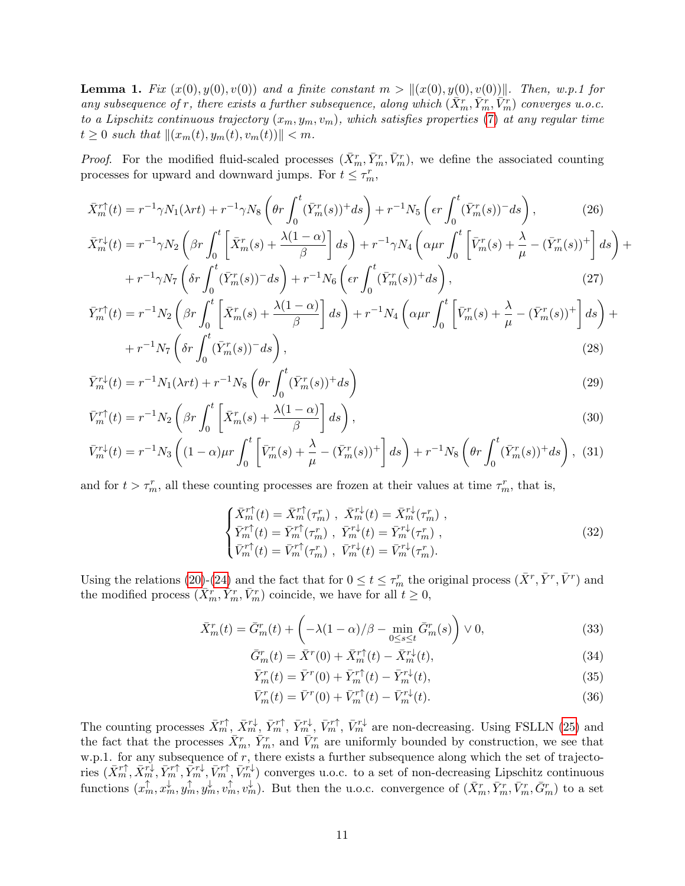**Lemma 1.** *Fix $(x(0), y(0), v(0))$ and a finite constant $m > \|(x(0), y(0), v(0))\|$. Then, w.p.1 for any subsequence of $r$, there exists a further subsequence, along which $(\bar{X}^r_m, \bar{Y}^r_m, \bar{V}^r_m)$ converges u.o.c. to a Lipschitz continuous trajectory $(x_m, y_m, v_m)$, which satisfies properties (7) at any regular time $t \geq 0$ such that $\|(x_m(t), y_m(t), v_m(t))\| < m$.*

*Proof.* For the modified fluid-scaled processes $(\bar{X}^r_m, \bar{Y}^r_m, \bar{V}^r_m)$, we define the associated counting processes for upward and downward jumps. For $t \leq \tau^r_m$,

$$\bar{X}^{r\uparrow}_m(t) = r^{-1}\gamma N_1(\lambda r t) + r^{-1}\gamma N_8\left(\theta r \int_0^t (\bar{Y}^r_m(s))^+ ds\right) + r^{-1} N_5\left(\epsilon r \int_0^t (\bar{Y}^r_m(s))^- ds\right), \tag{26}$$

$$\bar{X}^{r\downarrow}_m(t) = r^{-1}\gamma N_2\left(\beta r \int_0^t \left[\bar{X}^r_m(s) + \frac{\lambda(1-\alpha)}{\beta}\right] ds\right) + r^{-1}\gamma N_4\left(\alpha\mu r \int_0^t \left[\bar{V}^r_m(s) + \frac{\lambda}{\mu} - (\bar{Y}^r_m(s))^+\right] ds\right) + $$
$$+ r^{-1}\gamma N_7\left(\delta r \int_0^t (\bar{Y}^r_m(s))^- ds\right) + r^{-1} N_6\left(\epsilon r \int_0^t (\bar{Y}^r_m(s))^+ ds\right), \tag{27}$$

$$\bar{Y}^{r\uparrow}_m(t) = r^{-1} N_2\left(\beta r \int_0^t \left[\bar{X}^r_m(s) + \frac{\lambda(1-\alpha)}{\beta}\right] ds\right) + r^{-1} N_4\left(\alpha\mu r \int_0^t \left[\bar{V}^r_m(s) + \frac{\lambda}{\mu} - (\bar{Y}^r_m(s))^+\right] ds\right) + $$
$$+ r^{-1} N_7\left(\delta r \int_0^t (\bar{Y}^r_m(s))^- ds\right), \tag{28}$$

$$\bar{Y}^{r\downarrow}_m(t) = r^{-1} N_1(\lambda r t) + r^{-1} N_8\left(\theta r \int_0^t (\bar{Y}^r_m(s))^+ ds\right) \tag{29}$$

$$\bar{V}^{r\uparrow}_m(t) = r^{-1} N_2\left(\beta r \int_0^t \left[\bar{X}^r_m(s) + \frac{\lambda(1-\alpha)}{\beta}\right] ds\right), \tag{30}$$

$$\bar{V}^{r\downarrow}_m(t) = r^{-1} N_3\left((1-\alpha)\mu r \int_0^t \left[\bar{V}^r_m(s) + \frac{\lambda}{\mu} - (\bar{Y}^r_m(s))^+\right] ds\right) + r^{-1} N_8\left(\theta r \int_0^t (\bar{Y}^r_m(s))^+ ds\right), \tag{31}$$

and for $t > \tau^r_m$, all these counting processes are frozen at their values at time $\tau^r_m$, that is,

$$\begin{cases} \bar{X}^{r\uparrow}_m(t) = \bar{X}^{r\uparrow}_m(\tau^r_m)\ ,\ \bar{X}^{r\downarrow}_m(t) = \bar{X}^{r\downarrow}_m(\tau^r_m)\ , \\ \bar{Y}^{r\uparrow}_m(t) = \bar{Y}^{r\uparrow}_m(\tau^r_m)\ ,\ \bar{Y}^{r\downarrow}_m(t) = \bar{Y}^{r\downarrow}_m(\tau^r_m)\ , \\ \bar{V}^{r\uparrow}_m(t) = \bar{V}^{r\uparrow}_m(\tau^r_m)\ ,\ \bar{V}^{r\downarrow}_m(t) = \bar{V}^{r\downarrow}_m(\tau^r_m). \end{cases} \tag{32}$$

Using the relations (20)-(24) and the fact that for $0 \leq t \leq \tau^r_m$ the original process $(\bar{X}^r, \bar{Y}^r, \bar{V}^r)$ and the modified process $(\bar{X}^r_m, \bar{Y}^r_m, \bar{V}^r_m)$ coincide, we have for all $t \geq 0$,

$$\bar{X}^r_m(t) = \bar{G}^r_m(t) + \left(-\lambda(1-\alpha)/\beta - \min_{0\leq s\leq t} \bar{G}^r_m(s)\right) \vee 0, \tag{33}$$

$$\bar{G}^r_m(t) = \bar{X}^r(0) + \bar{X}^{r\uparrow}_m(t) - \bar{X}^{r\downarrow}_m(t), \tag{34}$$

$$\bar{Y}^r_m(t) = \bar{Y}^r(0) + \bar{Y}^{r\uparrow}_m(t) - \bar{Y}^{r\downarrow}_m(t), \tag{35}$$

$$\bar{V}^r_m(t) = \bar{V}^r(0) + \bar{V}^{r\uparrow}_m(t) - \bar{V}^{r\downarrow}_m(t). \tag{36}$$

The counting processes $\bar{X}^{r\uparrow}_m$, $\bar{X}^{r\downarrow}_m$, $\bar{Y}^{r\uparrow}_m$, $\bar{Y}^{r\downarrow}_m$, $\bar{V}^{r\uparrow}_m$, $\bar{V}^{r\downarrow}_m$ are non-decreasing. Using FSLLN (25) and the fact that the processes $\bar{X}^r_m$, $\bar{Y}^r_m$, and $\bar{V}^r_m$ are uniformly bounded by construction, we see that w.p.1. for any subsequence of $r$, there exists a further subsequence along which the set of trajectories $(\bar{X}^{r\uparrow}_m, \bar{X}^{r\downarrow}_m, \bar{Y}^{r\uparrow}_m, \bar{Y}^{r\downarrow}_m, \bar{V}^{r\uparrow}_m, \bar{V}^{r\downarrow}_m)$ converges u.o.c. to a set of non-decreasing Lipschitz continuous functions $(x^{\uparrow}_m, x^{\downarrow}_m, y^{\uparrow}_m, y^{\downarrow}_m, v^{\uparrow}_m, v^{\downarrow}_m)$. But then the u.o.c. convergence of $(\bar{X}^r_m, \bar{Y}^r_m, \bar{V}^r_m, \bar{G}^r_m)$ to a set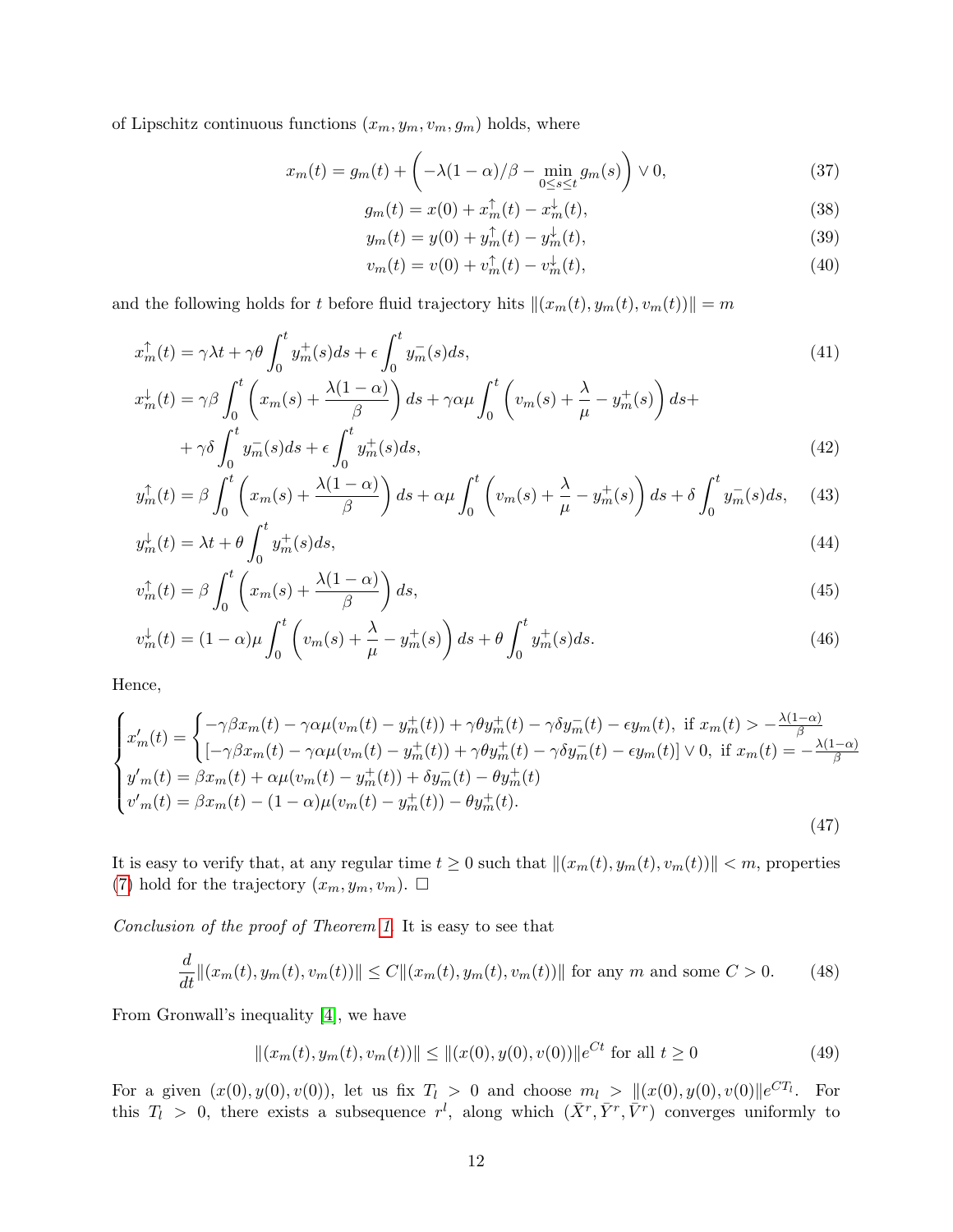of Lipschitz continuous functions $(x_m, y_m, v_m, g_m)$ holds, where

$$x_m(t) = g_m(t) + \left(-\lambda(1-\alpha)/\beta - \min_{0\le s\le t} g_m(s)\right) \vee 0, \tag{37}$$

$$g_m(t) = x(0) + x_m^{\uparrow}(t) - x_m^{\downarrow}(t), \tag{38}$$

$$y_m(t) = y(0) + y_m^{\uparrow}(t) - y_m^{\downarrow}(t), \tag{39}$$

$$v_m(t) = v(0) + v_m^{\uparrow}(t) - v_m^{\downarrow}(t), \tag{40}$$

and the following holds for $t$ before fluid trajectory hits $\|(x_m(t), y_m(t), v_m(t))\| = m$

$$x_m^{\uparrow}(t) = \gamma\lambda t + \gamma\theta\int_0^t y_m^+(s)ds + \epsilon\int_0^t y_m^-(s)ds, \tag{41}$$

$$\begin{aligned} x_m^{\downarrow}(t) = {} & \gamma\beta\int_0^t \left(x_m(s) + \frac{\lambda(1-\alpha)}{\beta}\right)ds + \gamma\alpha\mu\int_0^t \left(v_m(s) + \frac{\lambda}{\mu} - y_m^+(s)\right)ds + \\ & + \gamma\delta\int_0^t y_m^-(s)ds + \epsilon\int_0^t y_m^+(s)ds, \end{aligned} \tag{42}$$

$$y_m^{\uparrow}(t) = \beta\int_0^t \left(x_m(s) + \frac{\lambda(1-\alpha)}{\beta}\right)ds + \alpha\mu\int_0^t \left(v_m(s) + \frac{\lambda}{\mu} - y_m^+(s)\right)ds + \delta\int_0^t y_m^-(s)ds, \tag{43}$$

$$y_m^{\downarrow}(t) = \lambda t + \theta\int_0^t y_m^+(s)ds, \tag{44}$$

$$v_m^{\uparrow}(t) = \beta\int_0^t \left(x_m(s) + \frac{\lambda(1-\alpha)}{\beta}\right)ds, \tag{45}$$

$$v_m^{\downarrow}(t) = (1-\alpha)\mu\int_0^t \left(v_m(s) + \frac{\lambda}{\mu} - y_m^+(s)\right)ds + \theta\int_0^t y_m^+(s)ds. \tag{46}$$

Hence,

$$\begin{cases} x'_m(t) = \begin{cases} -\gamma\beta x_m(t) - \gamma\alpha\mu(v_m(t) - y_m^+(t)) + \gamma\theta y_m^+(t) - \gamma\delta y_m^-(t) - \epsilon y_m(t), \text{ if } x_m(t) > -\frac{\lambda(1-\alpha)}{\beta} \\ [-\gamma\beta x_m(t) - \gamma\alpha\mu(v_m(t) - y_m^+(t)) + \gamma\theta y_m^+(t) - \gamma\delta y_m^-(t) - \epsilon y_m(t)] \vee 0, \text{ if } x_m(t) = -\frac{\lambda(1-\alpha)}{\beta} \end{cases} \\ y'_m(t) = \beta x_m(t) + \alpha\mu(v_m(t) - y_m^+(t)) + \delta y_m^-(t) - \theta y_m^+(t) \\ v'_m(t) = \beta x_m(t) - (1-\alpha)\mu(v_m(t) - y_m^+(t)) - \theta y_m^+(t). \end{cases} \tag{47}$$

It is easy to verify that, at any regular time $t \ge 0$ such that $\|(x_m(t), y_m(t), v_m(t))\| < m$, properties (7) hold for the trajectory $(x_m, y_m, v_m)$. $\square$

*Conclusion of the proof of Theorem 1.* It is easy to see that

$$\frac{d}{dt}\|(x_m(t), y_m(t), v_m(t))\| \le C\|(x_m(t), y_m(t), v_m(t))\| \text{ for any } m \text{ and some } C > 0. \tag{48}$$

From Gronwall's inequality [4], we have

$$\|(x_m(t), y_m(t), v_m(t))\| \le \|(x(0), y(0), v(0))\|e^{Ct} \text{ for all } t \ge 0 \tag{49}$$

For a given $(x(0), y(0), v(0))$, let us fix $T_l > 0$ and choose $m_l > \|(x(0), y(0), v(0)\|e^{CT_l}$. For this $T_l > 0$, there exists a subsequence $r^l$, along which $(\bar{X}^r, \bar{Y}^r, \bar{V}^r)$ converges uniformly to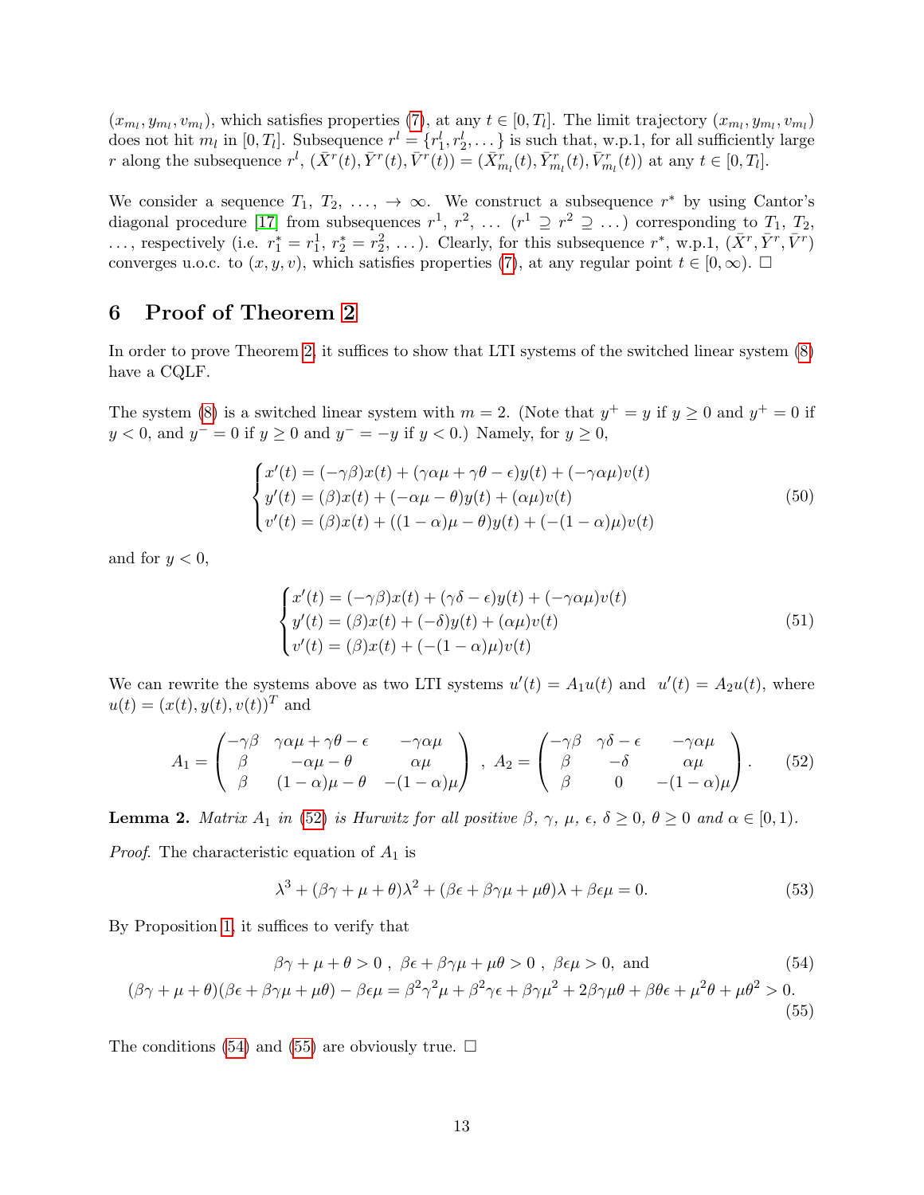$(x_{m_l}, y_{m_l}, v_{m_l})$, which satisfies properties (7), at any $t \in [0, T_l]$. The limit trajectory $(x_{m_l}, y_{m_l}, v_{m_l})$ does not hit $m_l$ in $[0, T_l]$. Subsequence $r^l = \{r_1^l, r_2^l, \dots\}$ is such that, w.p.1, for all sufficiently large $r$ along the subsequence $r^l$, $(\bar{X}^r(t), \bar{Y}^r(t), \bar{V}^r(t)) = (\bar{X}^r_{m_l}(t), \bar{Y}^r_{m_l}(t), \bar{V}^r_{m_l}(t))$ at any $t \in [0, T_l]$.

We consider a sequence $T_1, T_2, \dots, \to \infty$. We construct a subsequence $r^*$ by using Cantor's diagonal procedure [17] from subsequences $r^1, r^2, \dots$ ($r^1 \supseteq r^2 \supseteq \dots$) corresponding to $T_1, T_2, \dots$, respectively (i.e. $r_1^* = r_1^1, r_2^* = r_2^2, \dots$). Clearly, for this subsequence $r^*$, w.p.1, $(\bar{X}^r, \bar{Y}^r, \bar{V}^r)$ converges u.o.c. to $(x, y, v)$, which satisfies properties (7), at any regular point $t \in [0, \infty)$. $\square$

## 6 Proof of Theorem 2

In order to prove Theorem 2, it suffices to show that LTI systems of the switched linear system (8) have a CQLF.

The system (8) is a switched linear system with $m = 2$. (Note that $y^+ = y$ if $y \geq 0$ and $y^+ = 0$ if $y < 0$, and $y^- = 0$ if $y \geq 0$ and $y^- = -y$ if $y < 0$.) Namely, for $y \geq 0$,

$$
\begin{cases}
x'(t) = (-\gamma\beta)x(t) + (\gamma\alpha\mu + \gamma\theta - \epsilon)y(t) + (-\gamma\alpha\mu)v(t) \\
y'(t) = (\beta)x(t) + (-\alpha\mu - \theta)y(t) + (\alpha\mu)v(t) \\
v'(t) = (\beta)x(t) + ((1-\alpha)\mu - \theta)y(t) + (-(1-\alpha)\mu)v(t)
\end{cases}
\tag{50}
$$

and for $y < 0$,

$$
\begin{cases}
x'(t) = (-\gamma\beta)x(t) + (\gamma\delta - \epsilon)y(t) + (-\gamma\alpha\mu)v(t) \\
y'(t) = (\beta)x(t) + (-\delta)y(t) + (\alpha\mu)v(t) \\
v'(t) = (\beta)x(t) + (-(1-\alpha)\mu)v(t)
\end{cases}
\tag{51}
$$

We can rewrite the systems above as two LTI systems $u'(t) = A_1 u(t)$ and $u'(t) = A_2 u(t)$, where $u(t) = (x(t), y(t), v(t))^T$ and

$$
A_1 = \begin{pmatrix}
-\gamma\beta & \gamma\alpha\mu + \gamma\theta - \epsilon & -\gamma\alpha\mu \\
\beta & -\alpha\mu - \theta & \alpha\mu \\
\beta & (1-\alpha)\mu - \theta & -(1-\alpha)\mu
\end{pmatrix}
, \;
A_2 = \begin{pmatrix}
-\gamma\beta & \gamma\delta - \epsilon & -\gamma\alpha\mu \\
\beta & -\delta & \alpha\mu \\
\beta & 0 & -(1-\alpha)\mu
\end{pmatrix}.
\tag{52}
$$

**Lemma 2.** *Matrix $A_1$ in (52) is Hurwitz for all positive $\beta$, $\gamma$, $\mu$, $\epsilon$, $\delta \geq 0$, $\theta \geq 0$ and $\alpha \in [0, 1)$.*

*Proof.* The characteristic equation of $A_1$ is

$$
\lambda^3 + (\beta\gamma + \mu + \theta)\lambda^2 + (\beta\epsilon + \beta\gamma\mu + \mu\theta)\lambda + \beta\epsilon\mu = 0.
\tag{53}
$$

By Proposition 1, it suffices to verify that

$$
\beta\gamma + \mu + \theta > 0 \; , \; \beta\epsilon + \beta\gamma\mu + \mu\theta > 0 \; , \; \beta\epsilon\mu > 0, \text{ and}
\tag{54}
$$

$$
(\beta\gamma + \mu + \theta)(\beta\epsilon + \beta\gamma\mu + \mu\theta) - \beta\epsilon\mu = \beta^2\gamma^2\mu + \beta^2\gamma\epsilon + \beta\gamma\mu^2 + 2\beta\gamma\mu\theta + \beta\theta\epsilon + \mu^2\theta + \mu\theta^2 > 0.
\tag{55}
$$

The conditions (54) and (55) are obviously true. $\square$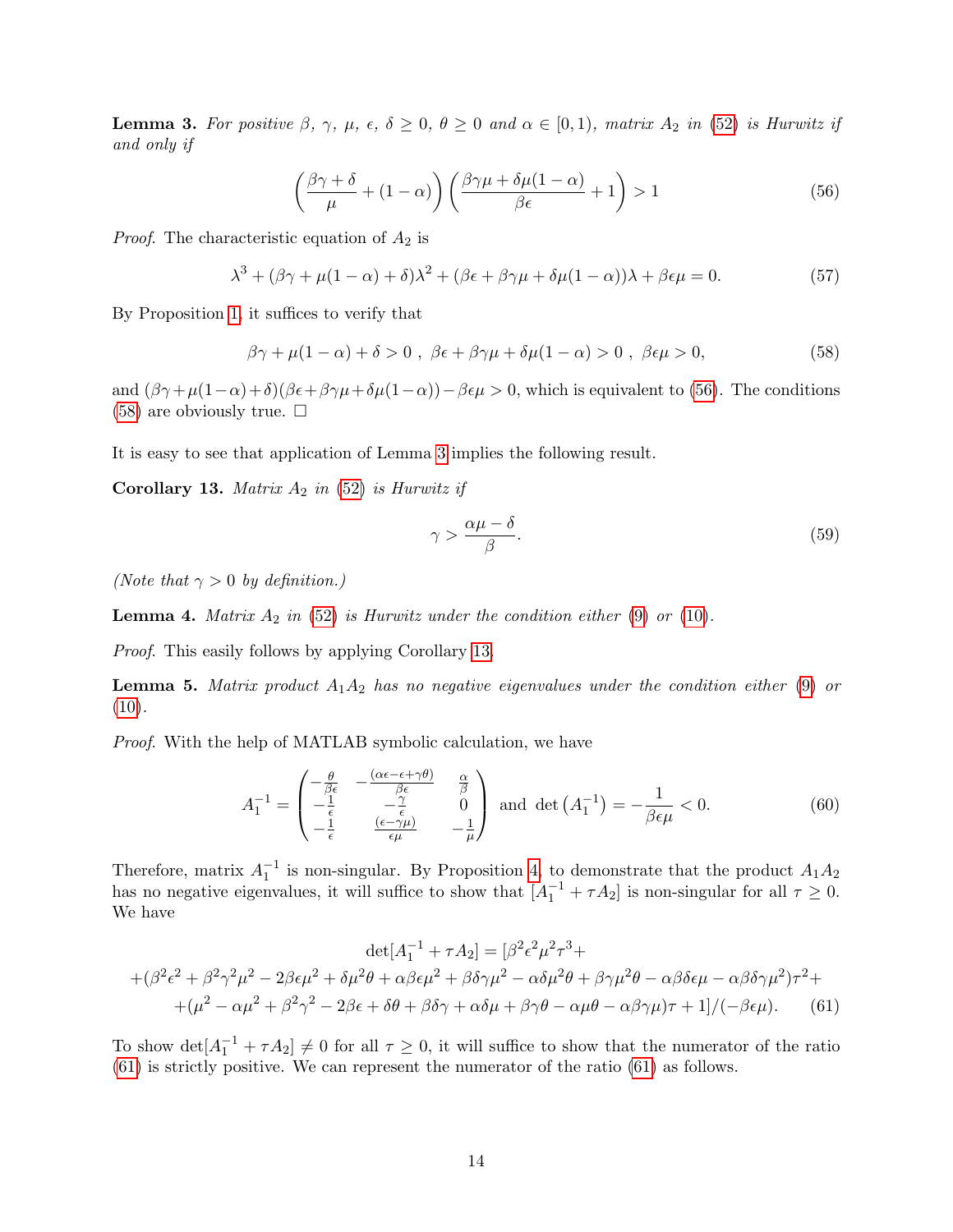**Lemma 3.** *For positive $\beta$, $\gamma$, $\mu$, $\epsilon$, $\delta \geq 0$, $\theta \geq 0$ and $\alpha \in [0,1)$, matrix $A_2$ in (52) is Hurwitz if and only if*

$$\left(\frac{\beta\gamma + \delta}{\mu} + (1-\alpha)\right)\left(\frac{\beta\gamma\mu + \delta\mu(1-\alpha)}{\beta\epsilon} + 1\right) > 1 \tag{56}$$

*Proof.* The characteristic equation of $A_2$ is

$$\lambda^3 + (\beta\gamma + \mu(1-\alpha) + \delta)\lambda^2 + (\beta\epsilon + \beta\gamma\mu + \delta\mu(1-\alpha))\lambda + \beta\epsilon\mu = 0. \tag{57}$$

By Proposition 1, it suffices to verify that

$$\beta\gamma + \mu(1-\alpha) + \delta > 0\ ,\ \beta\epsilon + \beta\gamma\mu + \delta\mu(1-\alpha) > 0\ ,\ \beta\epsilon\mu > 0, \tag{58}$$

and $(\beta\gamma+\mu(1-\alpha)+\delta)(\beta\epsilon+\beta\gamma\mu+\delta\mu(1-\alpha)) - \beta\epsilon\mu > 0$, which is equivalent to (56). The conditions (58) are obviously true. $\square$

It is easy to see that application of Lemma 3 implies the following result.

**Corollary 13.** *Matrix $A_2$ in (52) is Hurwitz if*

$$\gamma > \frac{\alpha\mu - \delta}{\beta}. \tag{59}$$

*(Note that $\gamma > 0$ by definition.)*

**Lemma 4.** *Matrix $A_2$ in (52) is Hurwitz under the condition either (9) or (10).*

*Proof.* This easily follows by applying Corollary 13.

**Lemma 5.** *Matrix product $A_1 A_2$ has no negative eigenvalues under the condition either (9) or (10).*

*Proof.* With the help of MATLAB symbolic calculation, we have

$$A_1^{-1} = \begin{pmatrix} -\frac{\theta}{\beta\epsilon} & -\frac{(\alpha\epsilon - \epsilon + \gamma\theta)}{\beta\epsilon} & \frac{\alpha}{\beta} \\ -\frac{1}{\epsilon} & -\frac{\gamma}{\epsilon} & 0 \\ -\frac{1}{\epsilon} & \frac{(\epsilon - \gamma\mu)}{\epsilon\mu} & -\frac{1}{\mu} \end{pmatrix} \text{ and } \det\left(A_1^{-1}\right) = -\frac{1}{\beta\epsilon\mu} < 0. \tag{60}$$

Therefore, matrix $A_1^{-1}$ is non-singular. By Proposition 4, to demonstrate that the product $A_1 A_2$ has no negative eigenvalues, it will suffice to show that $[A_1^{-1} + \tau A_2]$ is non-singular for all $\tau \geq 0$. We have

$$\begin{aligned} \det[A_1^{-1} + \tau A_2] = [\beta^2\epsilon^2\mu^2\tau^3 + \\ +(\beta^2\epsilon^2 + \beta^2\gamma^2\mu^2 - 2\beta\epsilon\mu^2 + \delta\mu^2\theta + \alpha\beta\epsilon\mu^2 + \beta\delta\gamma\mu^2 - \alpha\delta\mu^2\theta + \beta\gamma\mu^2\theta - \alpha\beta\delta\epsilon\mu - \alpha\beta\delta\gamma\mu^2)\tau^2 + \\ +(\mu^2 - \alpha\mu^2 + \beta^2\gamma^2 - 2\beta\epsilon + \delta\theta + \beta\delta\gamma + \alpha\delta\mu + \beta\gamma\theta - \alpha\mu\theta - \alpha\beta\gamma\mu)\tau + 1]/(-\beta\epsilon\mu). \end{aligned} \tag{61}$$

To show $\det[A_1^{-1} + \tau A_2] \neq 0$ for all $\tau \geq 0$, it will suffice to show that the numerator of the ratio (61) is strictly positive. We can represent the numerator of the ratio (61) as follows.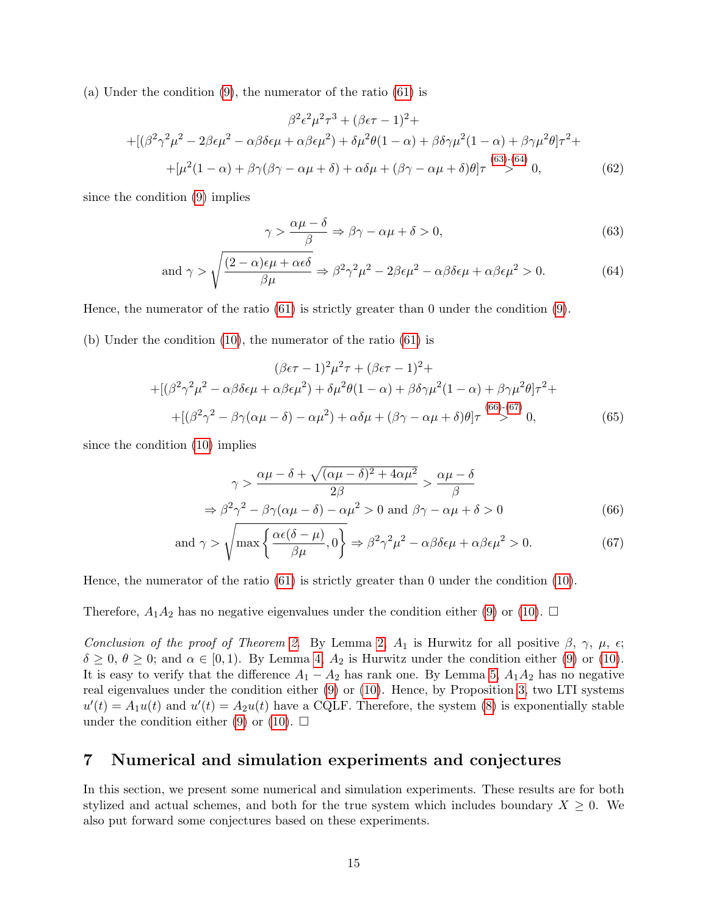(a) Under the condition (9), the numerator of the ratio (61) is

$$\begin{aligned}
&\beta^2\epsilon^2\mu^2\tau^3 + (\beta\epsilon\tau - 1)^2 + \\
&+[(\beta^2\gamma^2\mu^2 - 2\beta\epsilon\mu^2 - \alpha\beta\delta\epsilon\mu + \alpha\beta\epsilon\mu^2) + \delta\mu^2\theta(1-\alpha) + \beta\delta\gamma\mu^2(1-\alpha) + \beta\gamma\mu^2\theta]\tau^2 + \\
&+[\mu^2(1-\alpha) + \beta\gamma(\beta\gamma - \alpha\mu + \delta) + \alpha\delta\mu + (\beta\gamma - \alpha\mu + \delta)\theta]\tau \overset{(63)\text{-}(64)}{>} 0,
\end{aligned} \tag{62}$$

since the condition (9) implies

$$\gamma > \frac{\alpha\mu - \delta}{\beta} \Rightarrow \beta\gamma - \alpha\mu + \delta > 0, \tag{63}$$

$$\text{and } \gamma > \sqrt{\frac{(2-\alpha)\epsilon\mu + \alpha\epsilon\delta}{\beta\mu}} \Rightarrow \beta^2\gamma^2\mu^2 - 2\beta\epsilon\mu^2 - \alpha\beta\delta\epsilon\mu + \alpha\beta\epsilon\mu^2 > 0. \tag{64}$$

Hence, the numerator of the ratio (61) is strictly greater than 0 under the condition (9).

(b) Under the condition (10), the numerator of the ratio (61) is

$$\begin{aligned}
&(\beta\epsilon\tau - 1)^2\mu^2\tau + (\beta\epsilon\tau - 1)^2 + \\
&+[(\beta^2\gamma^2\mu^2 - \alpha\beta\delta\epsilon\mu + \alpha\beta\epsilon\mu^2) + \delta\mu^2\theta(1-\alpha) + \beta\delta\gamma\mu^2(1-\alpha) + \beta\gamma\mu^2\theta]\tau^2 + \\
&+[(\beta^2\gamma^2 - \beta\gamma(\alpha\mu - \delta) - \alpha\mu^2) + \alpha\delta\mu + (\beta\gamma - \alpha\mu + \delta)\theta]\tau \overset{(66)\text{-}(67)}{>} 0,
\end{aligned} \tag{65}$$

since the condition (10) implies

$$\begin{aligned}
&\gamma > \frac{\alpha\mu - \delta + \sqrt{(\alpha\mu - \delta)^2 + 4\alpha\mu^2}}{2\beta} > \frac{\alpha\mu - \delta}{\beta} \\
&\Rightarrow \beta^2\gamma^2 - \beta\gamma(\alpha\mu - \delta) - \alpha\mu^2 > 0 \text{ and } \beta\gamma - \alpha\mu + \delta > 0
\end{aligned} \tag{66}$$

$$\text{and } \gamma > \sqrt{\max\left\{\frac{\alpha\epsilon(\delta - \mu)}{\beta\mu}, 0\right\}} \Rightarrow \beta^2\gamma^2\mu^2 - \alpha\beta\delta\epsilon\mu + \alpha\beta\epsilon\mu^2 > 0. \tag{67}$$

Hence, the numerator of the ratio (61) is strictly greater than 0 under the condition (10).

Therefore, $A_1A_2$ has no negative eigenvalues under the condition either (9) or (10). □

*Conclusion of the proof of Theorem 2.* By Lemma 2, $A_1$ is Hurwitz for all positive $\beta$, $\gamma$, $\mu$, $\epsilon$; $\delta \geq 0$, $\theta \geq 0$; and $\alpha \in [0, 1)$. By Lemma 4, $A_2$ is Hurwitz under the condition either (9) or (10). It is easy to verify that the difference $A_1 - A_2$ has rank one. By Lemma 5, $A_1A_2$ has no negative real eigenvalues under the condition either (9) or (10). Hence, by Proposition 3, two LTI systems $u'(t) = A_1u(t)$ and $u'(t) = A_2u(t)$ have a CQLF. Therefore, the system (8) is exponentially stable under the condition either (9) or (10). □

## 7 Numerical and simulation experiments and conjectures

In this section, we present some numerical and simulation experiments. These results are for both stylized and actual schemes, and both for the true system which includes boundary $X \geq 0$. We also put forward some conjectures based on these experiments.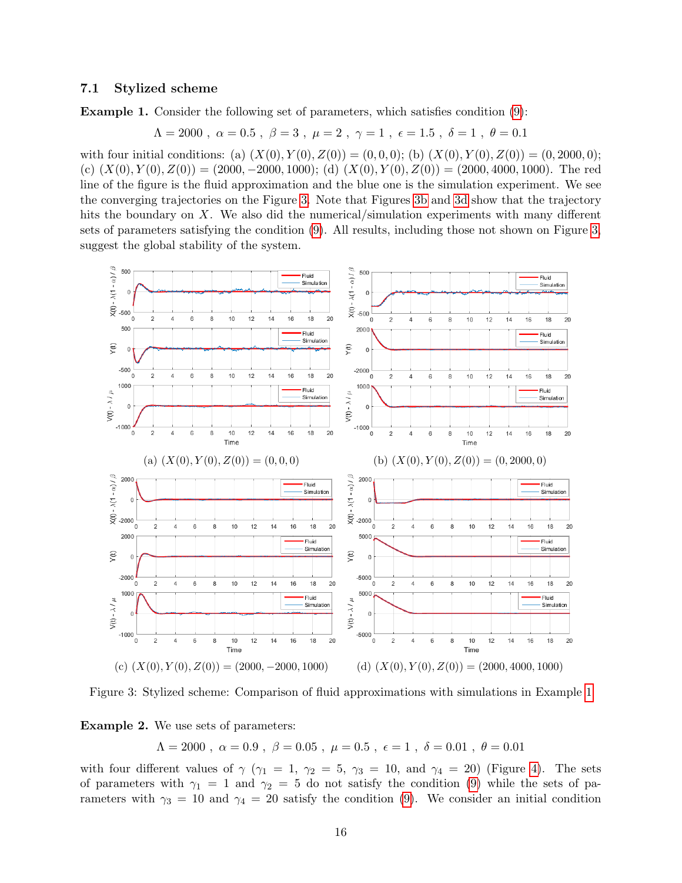### 7.1 Stylized scheme

**Example 1.** Consider the following set of parameters, which satisfies condition (9):

$$\Lambda = 2000 \ , \ \alpha = 0.5 \ , \ \beta = 3 \ , \ \mu = 2 \ , \ \gamma = 1 \ , \ \epsilon = 1.5 \ , \ \delta = 1 \ , \ \theta = 0.1$$

with four initial conditions: (a) $(X(0), Y(0), Z(0)) = (0, 0, 0)$; (b) $(X(0), Y(0), Z(0)) = (0, 2000, 0)$; (c) $(X(0), Y(0), Z(0)) = (2000, -2000, 1000)$; (d) $(X(0), Y(0), Z(0)) = (2000, 4000, 1000)$. The red line of the figure is the fluid approximation and the blue one is the simulation experiment. We see the converging trajectories on the Figure 3. Note that Figures 3b and 3d show that the trajectory hits the boundary on $X$. We also did the numerical/simulation experiments with many different sets of parameters satisfying the condition (9). All results, including those not shown on Figure 3, suggest the global stability of the system.

(a) $(X(0), Y(0), Z(0)) = (0, 0, 0)$

(b) $(X(0), Y(0), Z(0)) = (0, 2000, 0)$

(c) $(X(0), Y(0), Z(0)) = (2000, -2000, 1000)$

(d) $(X(0), Y(0), Z(0)) = (2000, 4000, 1000)$

Figure 3: Stylized scheme: Comparison of fluid approximations with simulations in Example 1

**Example 2.** We use sets of parameters:

$$\Lambda = 2000 \ , \ \alpha = 0.9 \ , \ \beta = 0.05 \ , \ \mu = 0.5 \ , \ \epsilon = 1 \ , \ \delta = 0.01 \ , \ \theta = 0.01$$

with four different values of $\gamma$ ($\gamma_1 = 1$, $\gamma_2 = 5$, $\gamma_3 = 10$, and $\gamma_4 = 20$) (Figure 4). The sets of parameters with $\gamma_1 = 1$ and $\gamma_2 = 5$ do not satisfy the condition (9) while the sets of parameters with $\gamma_3 = 10$ and $\gamma_4 = 20$ satisfy the condition (9). We consider an initial condition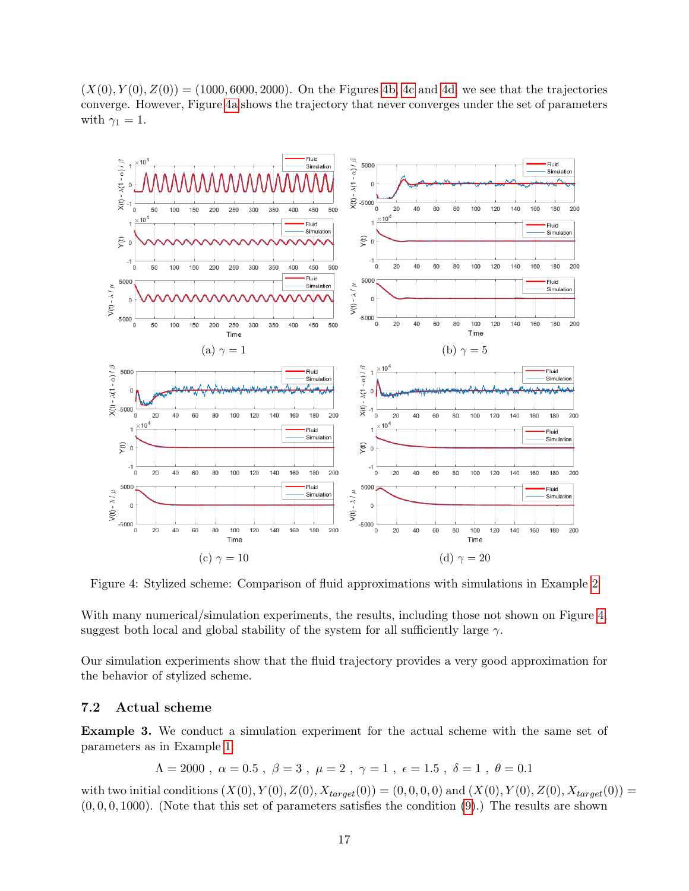$(X(0), Y(0), Z(0)) = (1000, 6000, 2000)$. On the Figures 4b, 4c and 4d, we see that the trajectories converge. However, Figure 4a shows the trajectory that never converges under the set of parameters with $\gamma_1 = 1$.

(a) $\gamma = 1$

(b) $\gamma = 5$

(c) $\gamma = 10$

(d) $\gamma = 20$

Figure 4: Stylized scheme: Comparison of fluid approximations with simulations in Example 2

With many numerical/simulation experiments, the results, including those not shown on Figure 4, suggest both local and global stability of the system for all sufficiently large $\gamma$.

Our simulation experiments show that the fluid trajectory provides a very good approximation for the behavior of stylized scheme.

### 7.2 Actual scheme

**Example 3.** We conduct a simulation experiment for the actual scheme with the same set of parameters as in Example 1:

$$\Lambda = 2000 \ , \ \alpha = 0.5 \ , \ \beta = 3 \ , \ \mu = 2 \ , \ \gamma = 1 \ , \ \epsilon = 1.5 \ , \ \delta = 1 \ , \ \theta = 0.1$$

with two initial conditions $(X(0), Y(0), Z(0), X_{target}(0)) = (0, 0, 0, 0)$ and $(X(0), Y(0), Z(0), X_{target}(0)) = (0, 0, 0, 1000)$. (Note that this set of parameters satisfies the condition (9).) The results are shown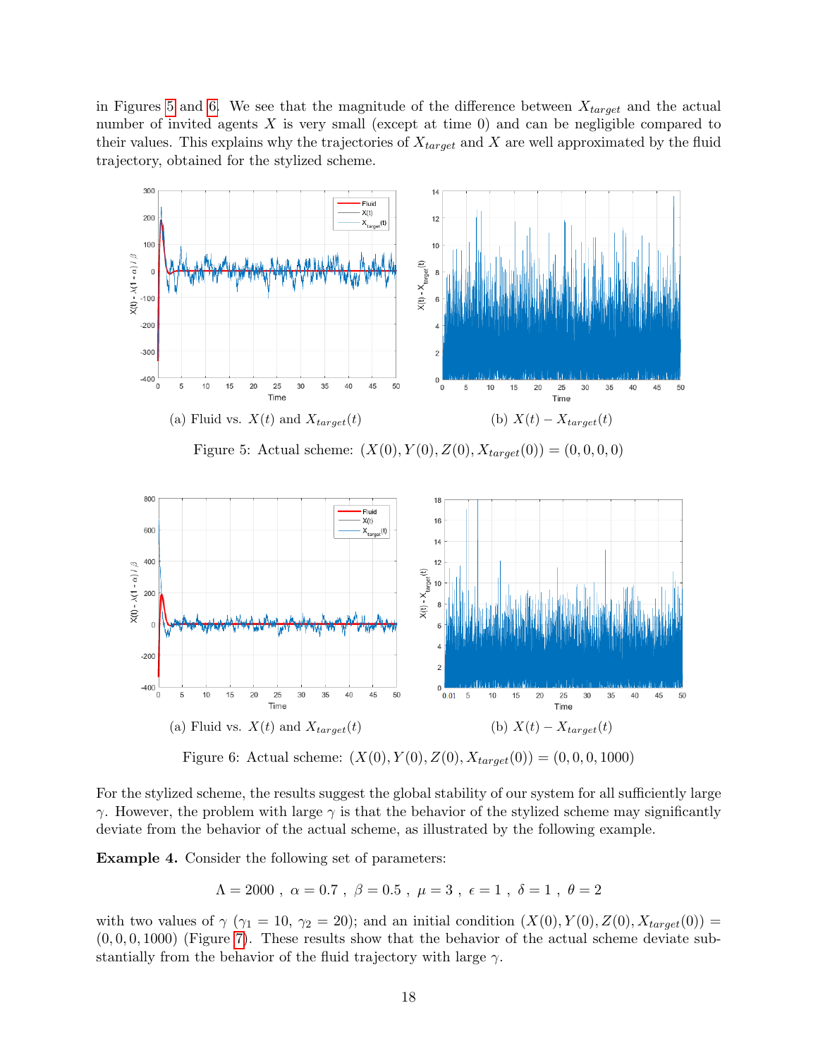in Figures 5 and 6. We see that the magnitude of the difference between $X_{target}$ and the actual number of invited agents $X$ is very small (except at time 0) and can be negligible compared to their values. This explains why the trajectories of $X_{target}$ and $X$ are well approximated by the fluid trajectory, obtained for the stylized scheme.

(a) Fluid vs. $X(t)$ and $X_{target}(t)$

(b) $X(t) - X_{target}(t)$

Figure 5: Actual scheme: $(X(0), Y(0), Z(0), X_{target}(0)) = (0, 0, 0, 0)$

(a) Fluid vs. $X(t)$ and $X_{target}(t)$

(b) $X(t) - X_{target}(t)$

Figure 6: Actual scheme: $(X(0), Y(0), Z(0), X_{target}(0)) = (0, 0, 0, 1000)$

For the stylized scheme, the results suggest the global stability of our system for all sufficiently large $\gamma$. However, the problem with large $\gamma$ is that the behavior of the stylized scheme may significantly deviate from the behavior of the actual scheme, as illustrated by the following example.

**Example 4.** Consider the following set of parameters:

$$\Lambda = 2000 \ , \ \alpha = 0.7 \ , \ \beta = 0.5 \ , \ \mu = 3 \ , \ \epsilon = 1 \ , \ \delta = 1 \ , \ \theta = 2$$

with two values of $\gamma$ ($\gamma_1 = 10$, $\gamma_2 = 20$); and an initial condition $(X(0), Y(0), Z(0), X_{target}(0)) = (0, 0, 0, 1000)$ (Figure 7). These results show that the behavior of the actual scheme deviate substantially from the behavior of the fluid trajectory with large $\gamma$.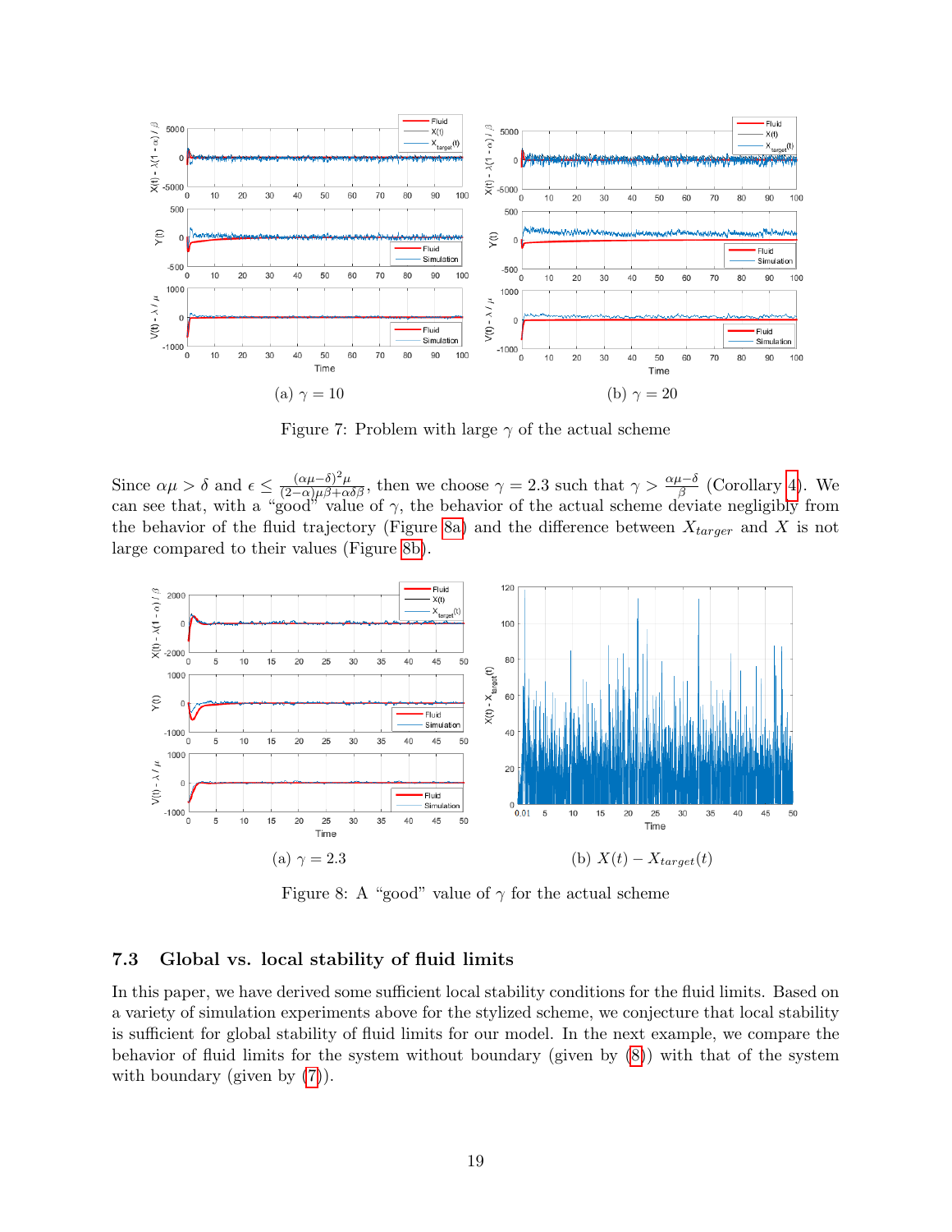(a) $\gamma = 10$

(b) $\gamma = 20$

Figure 7: Problem with large $\gamma$ of the actual scheme

Since $\alpha\mu > \delta$ and $\epsilon \leq \frac{(\alpha\mu-\delta)^2\mu}{(2-\alpha)\mu\beta+\alpha\delta\beta}$, then we choose $\gamma = 2.3$ such that $\gamma > \frac{\alpha\mu-\delta}{\beta}$ (Corollary 4). We can see that, with a "good" value of $\gamma$, the behavior of the actual scheme deviate negligibly from the behavior of the fluid trajectory (Figure 8a) and the difference between $X_{targer}$ and $X$ is not large compared to their values (Figure 8b).

(a) $\gamma = 2.3$

(b) $X(t) - X_{target}(t)$

Figure 8: A "good" value of $\gamma$ for the actual scheme

### 7.3 Global vs. local stability of fluid limits

In this paper, we have derived some sufficient local stability conditions for the fluid limits. Based on a variety of simulation experiments above for the stylized scheme, we conjecture that local stability is sufficient for global stability of fluid limits for our model. In the next example, we compare the behavior of fluid limits for the system without boundary (given by (8)) with that of the system with boundary (given by (7)).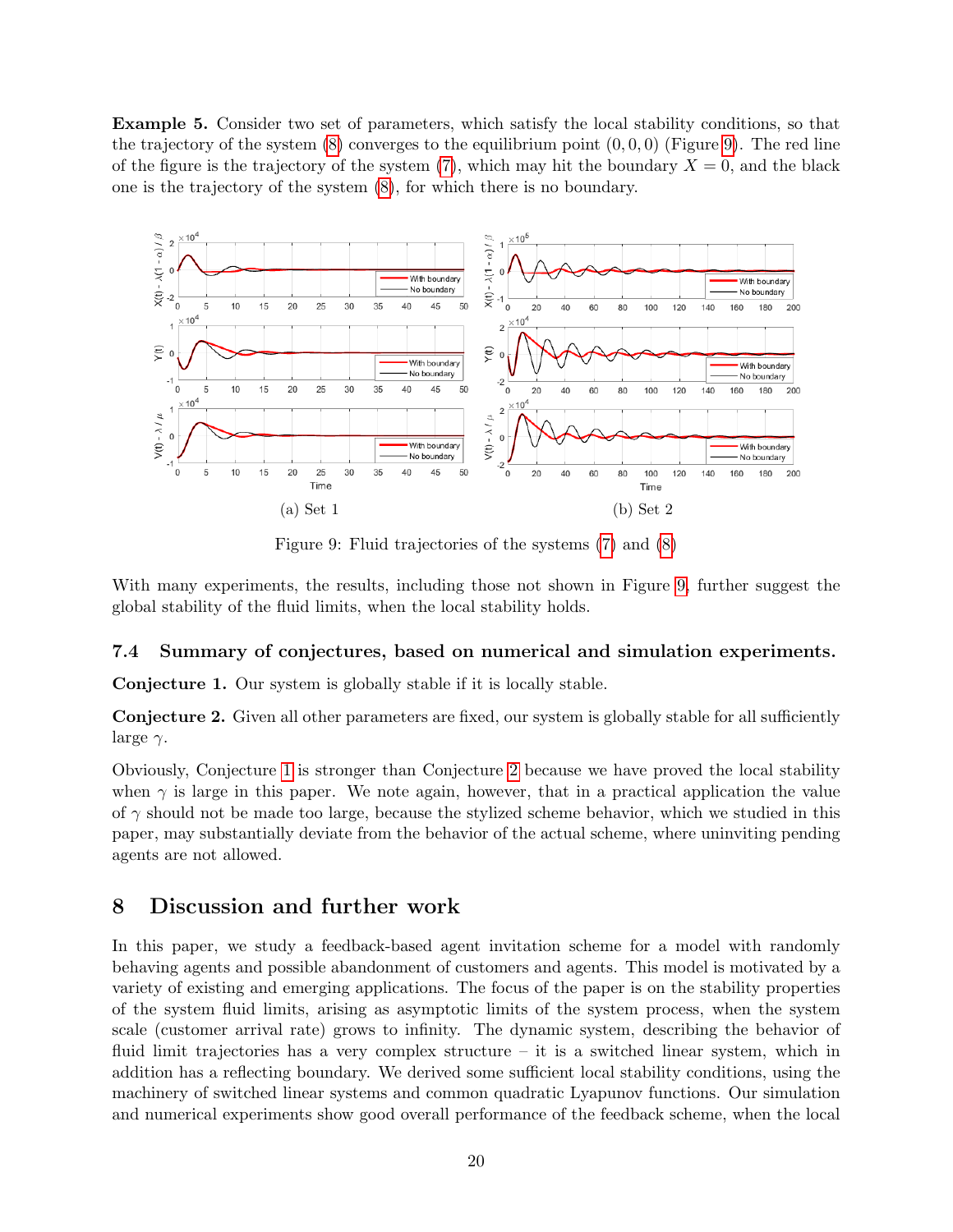**Example 5.** Consider two set of parameters, which satisfy the local stability conditions, so that the trajectory of the system (8) converges to the equilibrium point $(0, 0, 0)$ (Figure 9). The red line of the figure is the trajectory of the system (7), which may hit the boundary $X = 0$, and the black one is the trajectory of the system (8), for which there is no boundary.

(a) Set 1

(b) Set 2

Figure 9: Fluid trajectories of the systems (7) and (8)

With many experiments, the results, including those not shown in Figure 9, further suggest the global stability of the fluid limits, when the local stability holds.

### 7.4 Summary of conjectures, based on numerical and simulation experiments.

**Conjecture 1.** Our system is globally stable if it is locally stable.

**Conjecture 2.** Given all other parameters are fixed, our system is globally stable for all sufficiently large $\gamma$.

Obviously, Conjecture 1 is stronger than Conjecture 2 because we have proved the local stability when $\gamma$ is large in this paper. We note again, however, that in a practical application the value of $\gamma$ should not be made too large, because the stylized scheme behavior, which we studied in this paper, may substantially deviate from the behavior of the actual scheme, where uninviting pending agents are not allowed.

## 8 Discussion and further work

In this paper, we study a feedback-based agent invitation scheme for a model with randomly behaving agents and possible abandonment of customers and agents. This model is motivated by a variety of existing and emerging applications. The focus of the paper is on the stability properties of the system fluid limits, arising as asymptotic limits of the system process, when the system scale (customer arrival rate) grows to infinity. The dynamic system, describing the behavior of fluid limit trajectories has a very complex structure – it is a switched linear system, which in addition has a reflecting boundary. We derived some sufficient local stability conditions, using the machinery of switched linear systems and common quadratic Lyapunov functions. Our simulation and numerical experiments show good overall performance of the feedback scheme, when the local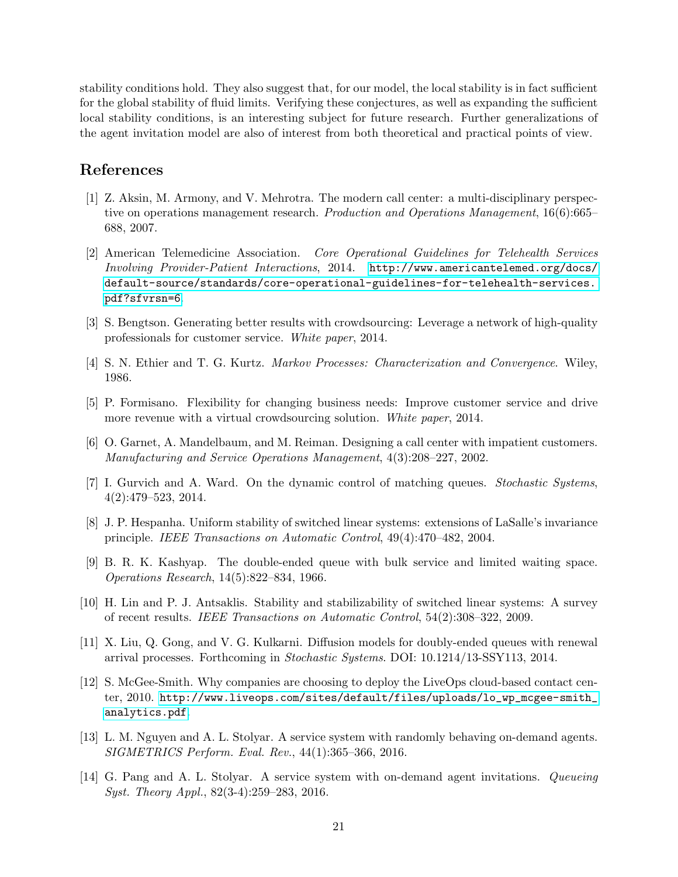stability conditions hold. They also suggest that, for our model, the local stability is in fact sufficient for the global stability of fluid limits. Verifying these conjectures, as well as expanding the sufficient local stability conditions, is an interesting subject for future research. Further generalizations of the agent invitation model are also of interest from both theoretical and practical points of view.

## References

[1] Z. Aksin, M. Armony, and V. Mehrotra. The modern call center: a multi-disciplinary perspective on operations management research. *Production and Operations Management*, 16(6):665–688, 2007.

[2] American Telemedicine Association. *Core Operational Guidelines for Telehealth Services Involving Provider-Patient Interactions*, 2014. http://www.americantelemed.org/docs/default-source/standards/core-operational-guidelines-for-telehealth-services.pdf?sfvrsn=6.

[3] S. Bengtson. Generating better results with crowdsourcing: Leverage a network of high-quality professionals for customer service. *White paper*, 2014.

[4] S. N. Ethier and T. G. Kurtz. *Markov Processes: Characterization and Convergence*. Wiley, 1986.

[5] P. Formisano. Flexibility for changing business needs: Improve customer service and drive more revenue with a virtual crowdsourcing solution. *White paper*, 2014.

[6] O. Garnet, A. Mandelbaum, and M. Reiman. Designing a call center with impatient customers. *Manufacturing and Service Operations Management*, 4(3):208–227, 2002.

[7] I. Gurvich and A. Ward. On the dynamic control of matching queues. *Stochastic Systems*, 4(2):479–523, 2014.

[8] J. P. Hespanha. Uniform stability of switched linear systems: extensions of LaSalle's invariance principle. *IEEE Transactions on Automatic Control*, 49(4):470–482, 2004.

[9] B. R. K. Kashyap. The double-ended queue with bulk service and limited waiting space. *Operations Research*, 14(5):822–834, 1966.

[10] H. Lin and P. J. Antsaklis. Stability and stabilizability of switched linear systems: A survey of recent results. *IEEE Transactions on Automatic Control*, 54(2):308–322, 2009.

[11] X. Liu, Q. Gong, and V. G. Kulkarni. Diffusion models for doubly-ended queues with renewal arrival processes. Forthcoming in *Stochastic Systems*. DOI: 10.1214/13-SSY113, 2014.

[12] S. McGee-Smith. Why companies are choosing to deploy the LiveOps cloud-based contact center, 2010. http://www.liveops.com/sites/default/files/uploads/lo_wp_mcgee-smith_analytics.pdf.

[13] L. M. Nguyen and A. L. Stolyar. A service system with randomly behaving on-demand agents. *SIGMETRICS Perform. Eval. Rev.*, 44(1):365–366, 2016.

[14] G. Pang and A. L. Stolyar. A service system with on-demand agent invitations. *Queueing Syst. Theory Appl.*, 82(3-4):259–283, 2016.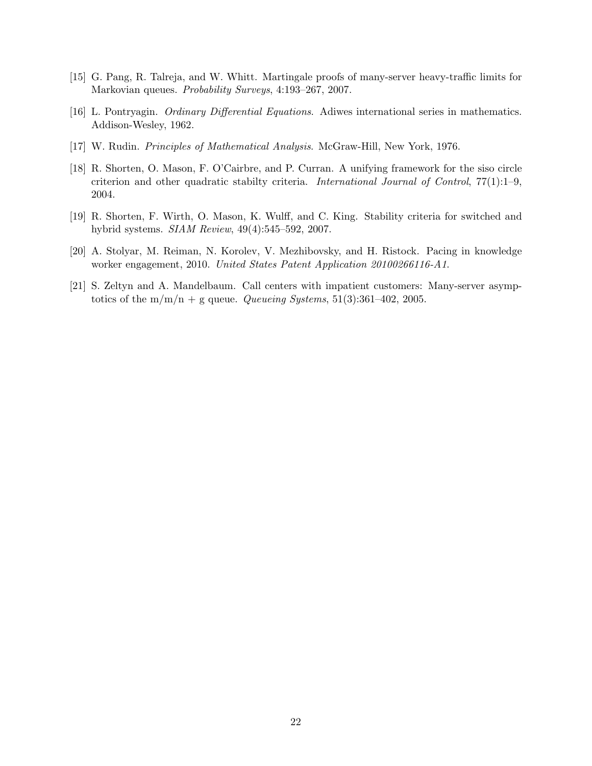[15] G. Pang, R. Talreja, and W. Whitt. Martingale proofs of many-server heavy-traffic limits for Markovian queues. *Probability Surveys*, 4:193–267, 2007.

[16] L. Pontryagin. *Ordinary Differential Equations*. Adiwes international series in mathematics. Addison-Wesley, 1962.

[17] W. Rudin. *Principles of Mathematical Analysis*. McGraw-Hill, New York, 1976.

[18] R. Shorten, O. Mason, F. O'Cairbre, and P. Curran. A unifying framework for the siso circle criterion and other quadratic stabilty criteria. *International Journal of Control*, 77(1):1–9, 2004.

[19] R. Shorten, F. Wirth, O. Mason, K. Wulff, and C. King. Stability criteria for switched and hybrid systems. *SIAM Review*, 49(4):545–592, 2007.

[20] A. Stolyar, M. Reiman, N. Korolev, V. Mezhibovsky, and H. Ristock. Pacing in knowledge worker engagement, 2010. *United States Patent Application 20100266116-A1*.

[21] S. Zeltyn and A. Mandelbaum. Call centers with impatient customers: Many-server asymptotics of the m/m/n + g queue. *Queueing Systems*, 51(3):361–402, 2005.